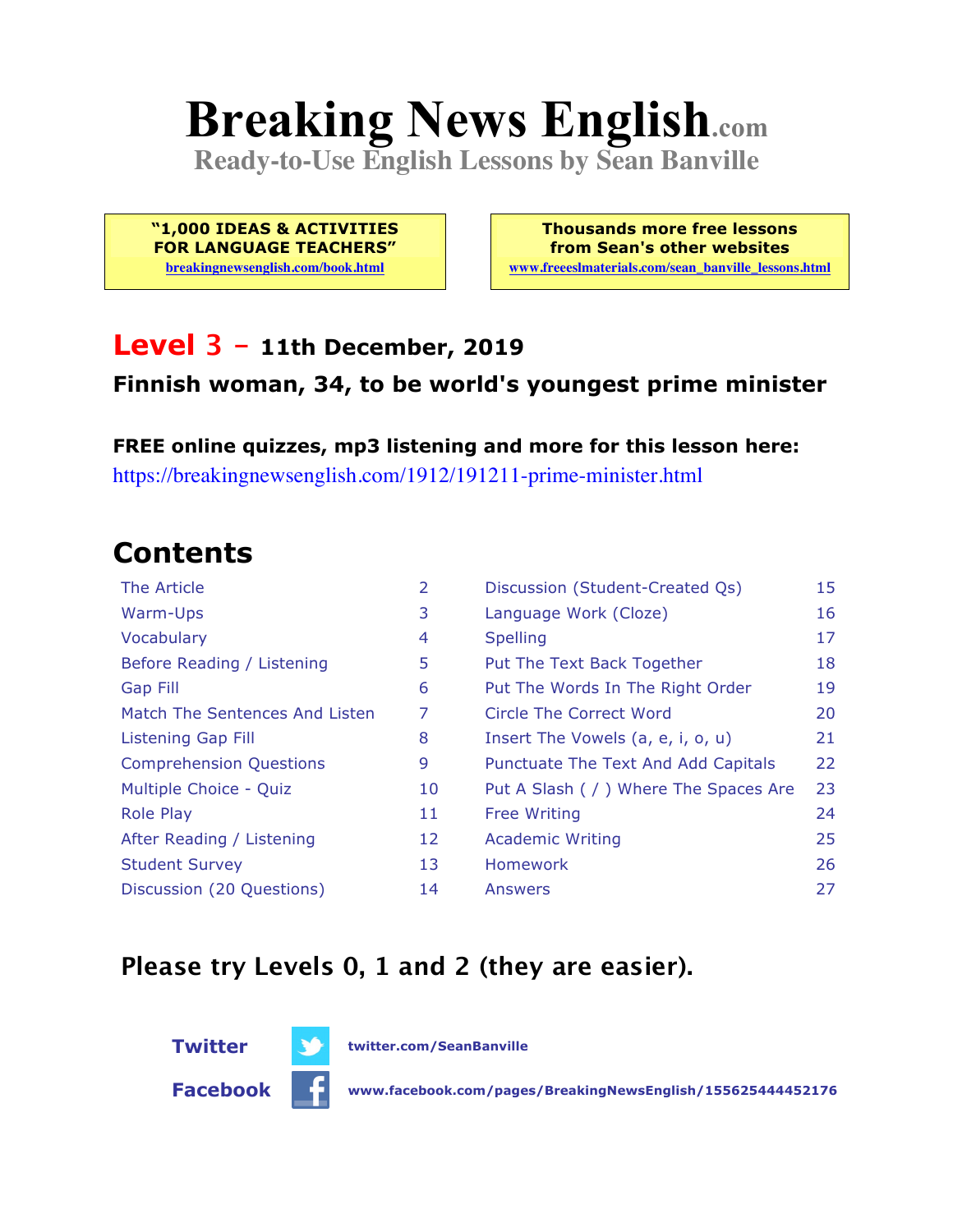# Breaking News English.com

**Ready-to-Use English Lessons by Sean Banville**

**"1,000 IDEAS & ACTIVITIES FOR LANGUAGE TEACHERS"**
breakingnewsenglish.com/book.html

**Thousands more free lessons from Sean's other websites**
www.freeeslmaterials.com/sean_banville_lessons.html

## Level 3 – 11th December, 2019

### Finnish woman, 34, to be world's youngest prime minister

**FREE online quizzes, mp3 listening and more for this lesson here:**
https://breakingnewsenglish.com/1912/191211-prime-minister.html

## Contents

| | | | |
|---|---|---|---|
| The Article | 2 | Discussion (Student-Created Qs) | 15 |
| Warm-Ups | 3 | Language Work (Cloze) | 16 |
| Vocabulary | 4 | Spelling | 17 |
| Before Reading / Listening | 5 | Put The Text Back Together | 18 |
| Gap Fill | 6 | Put The Words In The Right Order | 19 |
| Match The Sentences And Listen | 7 | Circle The Correct Word | 20 |
| Listening Gap Fill | 8 | Insert The Vowels (a, e, i, o, u) | 21 |
| Comprehension Questions | 9 | Punctuate The Text And Add Capitals | 22 |
| Multiple Choice - Quiz | 10 | Put A Slash ( / ) Where The Spaces Are | 23 |
| Role Play | 11 | Free Writing | 24 |
| After Reading / Listening | 12 | Academic Writing | 25 |
| Student Survey | 13 | Homework | 26 |
| Discussion (20 Questions) | 14 | Answers | 27 |

### Please try Levels 0, 1 and 2 (they are easier).

**Twitter** twitter.com/SeanBanville

**Facebook** www.facebook.com/pages/BreakingNewsEnglish/155625444452176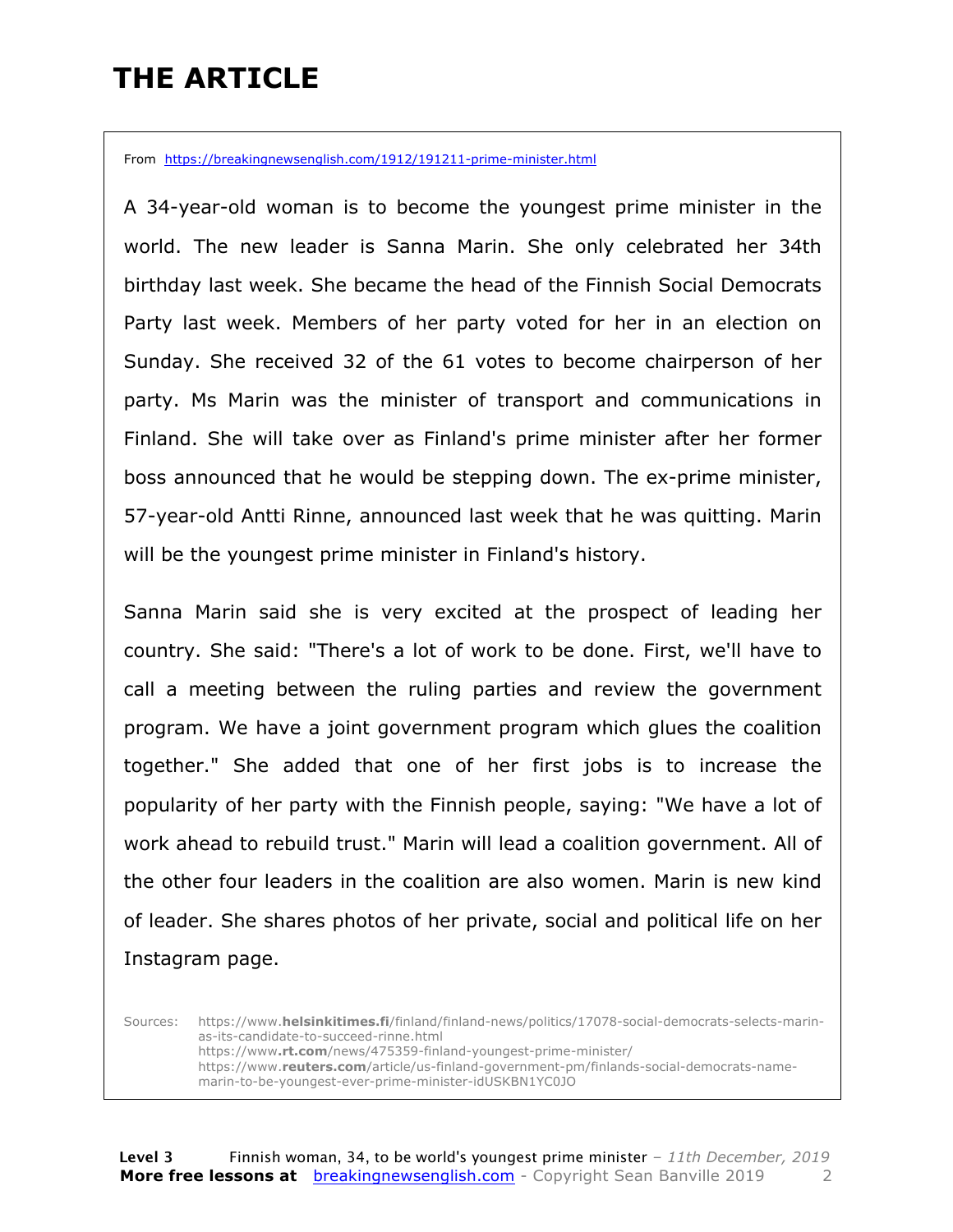# THE ARTICLE

From https://breakingnewsenglish.com/1912/191211-prime-minister.html

A 34-year-old woman is to become the youngest prime minister in the world. The new leader is Sanna Marin. She only celebrated her 34th birthday last week. She became the head of the Finnish Social Democrats Party last week. Members of her party voted for her in an election on Sunday. She received 32 of the 61 votes to become chairperson of her party. Ms Marin was the minister of transport and communications in Finland. She will take over as Finland's prime minister after her former boss announced that he would be stepping down. The ex-prime minister, 57-year-old Antti Rinne, announced last week that he was quitting. Marin will be the youngest prime minister in Finland's history.

Sanna Marin said she is very excited at the prospect of leading her country. She said: "There's a lot of work to be done. First, we'll have to call a meeting between the ruling parties and review the government program. We have a joint government program which glues the coalition together." She added that one of her first jobs is to increase the popularity of her party with the Finnish people, saying: "We have a lot of work ahead to rebuild trust." Marin will lead a coalition government. All of the other four leaders in the coalition are also women. Marin is new kind of leader. She shares photos of her private, social and political life on her Instagram page.

Sources:
https://www.**helsinkitimes.fi**/finland/finland-news/politics/17078-social-democrats-selects-marin-as-its-candidate-to-succeed-rinne.html
https://www.**rt.com**/news/475359-finland-youngest-prime-minister/
https://www.**reuters.com**/article/us-finland-government-pm/finlands-social-democrats-name-marin-to-be-youngest-ever-prime-minister-idUSKBN1YC0JO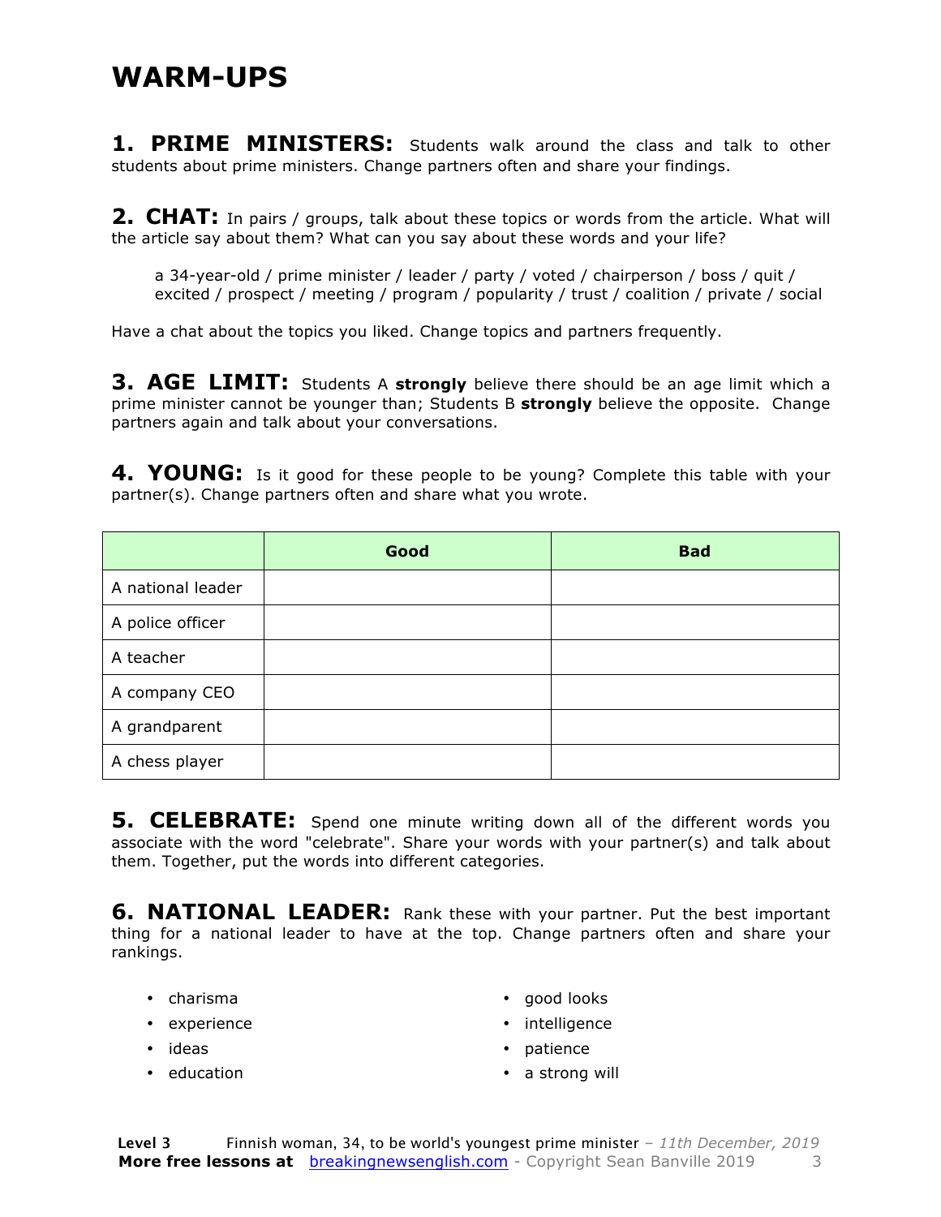# WARM-UPS

**1. PRIME MINISTERS:** Students walk around the class and talk to other students about prime ministers. Change partners often and share your findings.

**2. CHAT:** In pairs / groups, talk about these topics or words from the article. What will the article say about them? What can you say about these words and your life?

> a 34-year-old / prime minister / leader / party / voted / chairperson / boss / quit / excited / prospect / meeting / program / popularity / trust / coalition / private / social

Have a chat about the topics you liked. Change topics and partners frequently.

**3. AGE LIMIT:** Students A **strongly** believe there should be an age limit which a prime minister cannot be younger than; Students B **strongly** believe the opposite. Change partners again and talk about your conversations.

**4. YOUNG:** Is it good for these people to be young? Complete this table with your partner(s). Change partners often and share what you wrote.

| | **Good** | **Bad** |
|---|---|---|
| A national leader | | |
| A police officer | | |
| A teacher | | |
| A company CEO | | |
| A grandparent | | |
| A chess player | | |

**5. CELEBRATE:** Spend one minute writing down all of the different words you associate with the word "celebrate". Share your words with your partner(s) and talk about them. Together, put the words into different categories.

**6. NATIONAL LEADER:** Rank these with your partner. Put the best important thing for a national leader to have at the top. Change partners often and share your rankings.

- charisma
- experience
- ideas
- education
- good looks
- intelligence
- patience
- a strong will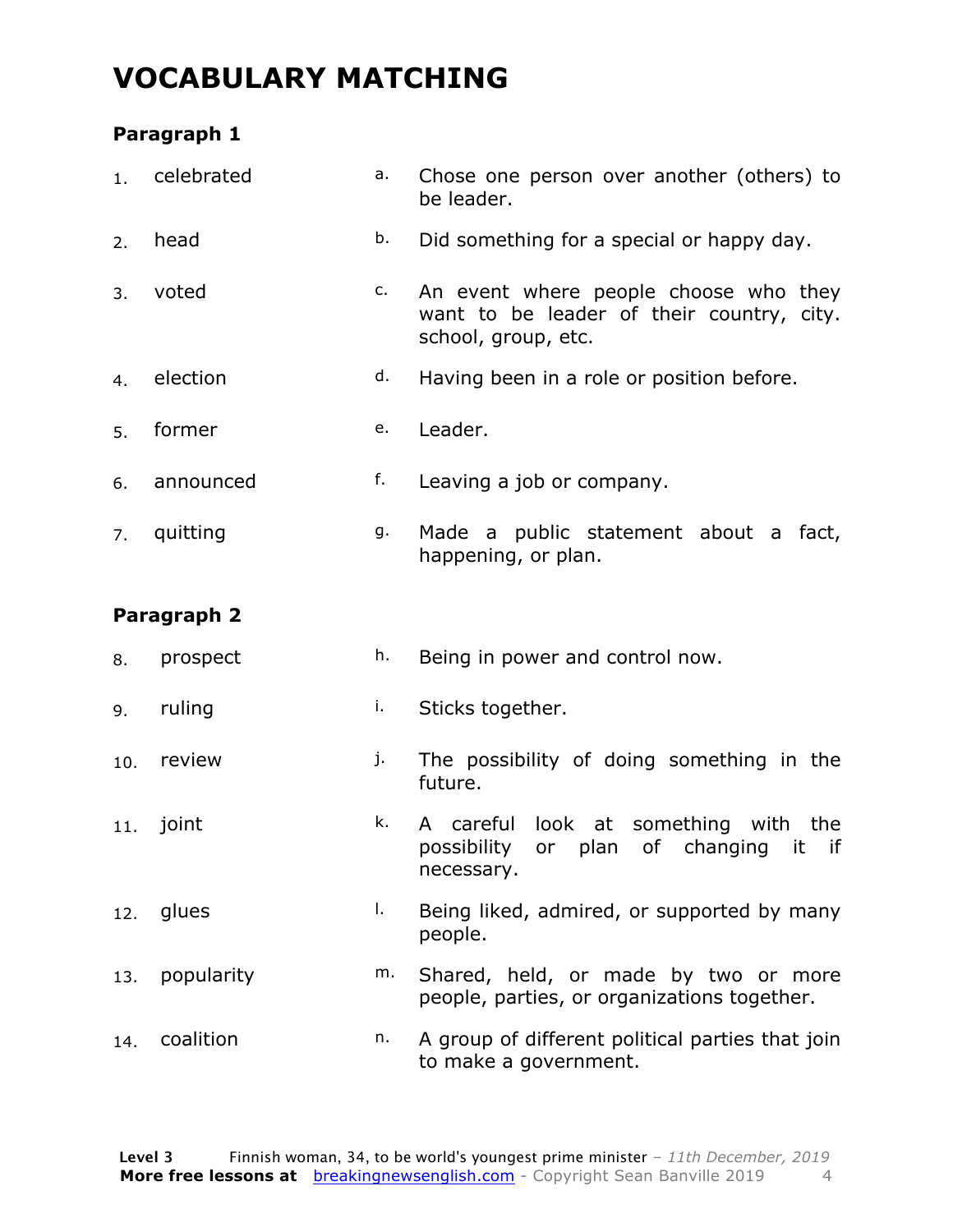# VOCABULARY MATCHING

### Paragraph 1

| | | | |
|---|---|---|---|
| 1. | celebrated | a. | Chose one person over another (others) to be leader. |
| 2. | head | b. | Did something for a special or happy day. |
| 3. | voted | c. | An event where people choose who they want to be leader of their country, city. school, group, etc. |
| 4. | election | d. | Having been in a role or position before. |
| 5. | former | e. | Leader. |
| 6. | announced | f. | Leaving a job or company. |
| 7. | quitting | g. | Made a public statement about a fact, happening, or plan. |

### Paragraph 2

| | | | |
|---|---|---|---|
| 8. | prospect | h. | Being in power and control now. |
| 9. | ruling | i. | Sticks together. |
| 10. | review | j. | The possibility of doing something in the future. |
| 11. | joint | k. | A careful look at something with the possibility or plan of changing it if necessary. |
| 12. | glues | l. | Being liked, admired, or supported by many people. |
| 13. | popularity | m. | Shared, held, or made by two or more people, parties, or organizations together. |
| 14. | coalition | n. | A group of different political parties that join to make a government. |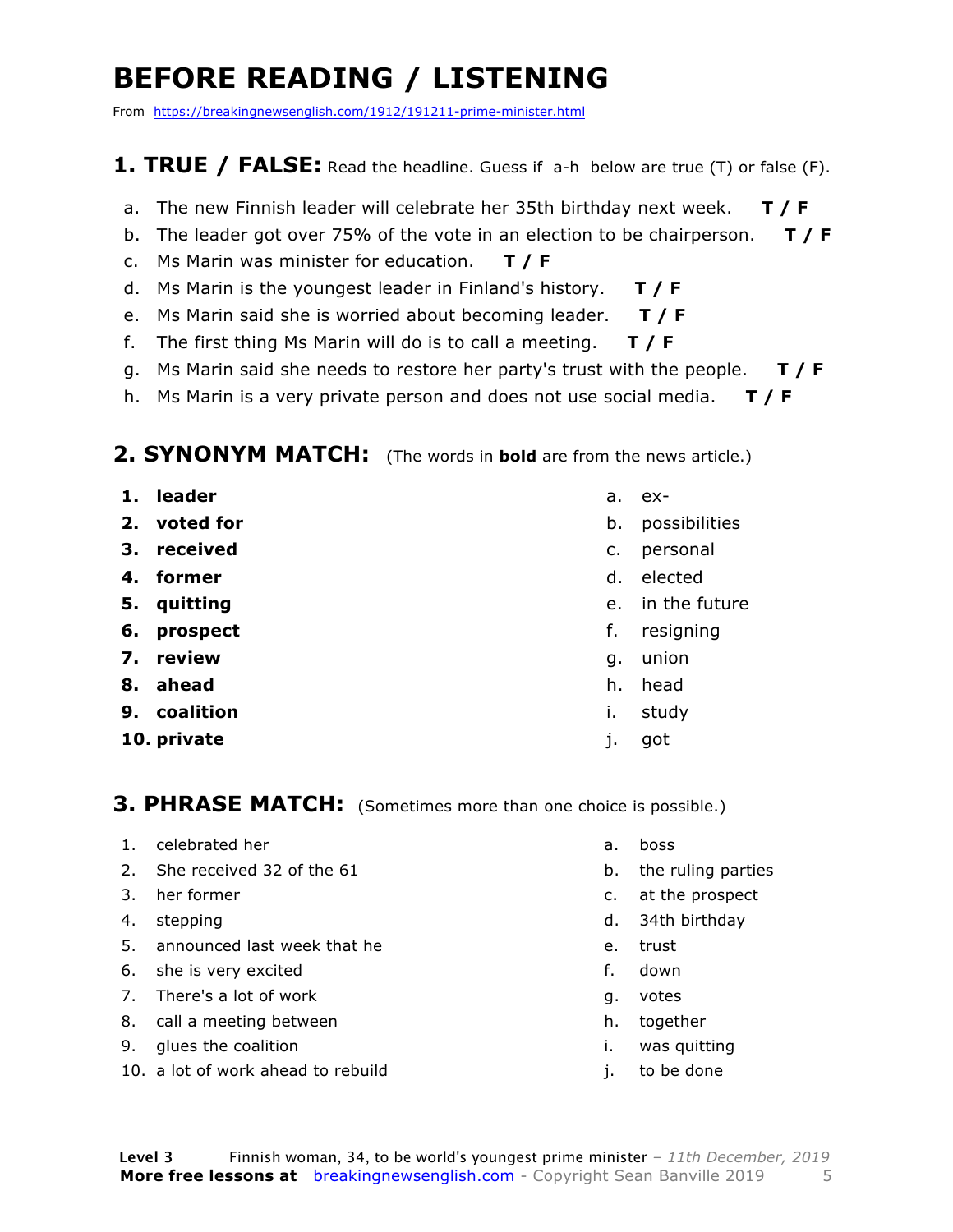# BEFORE READING / LISTENING

From https://breakingnewsenglish.com/1912/191211-prime-minister.html

## 1. TRUE / FALSE: Read the headline. Guess if a-h below are true (T) or false (F).

a. The new Finnish leader will celebrate her 35th birthday next week. **T / F**

b. The leader got over 75% of the vote in an election to be chairperson. **T / F**

c. Ms Marin was minister for education. **T / F**

d. Ms Marin is the youngest leader in Finland's history. **T / F**

e. Ms Marin said she is worried about becoming leader. **T / F**

f. The first thing Ms Marin will do is to call a meeting. **T / F**

g. Ms Marin said she needs to restore her party's trust with the people. **T / F**

h. Ms Marin is a very private person and does not use social media. **T / F**

## 2. SYNONYM MATCH: (The words in **bold** are from the news article.)

1. **leader**
2. **voted for**
3. **received**
4. **former**
5. **quitting**
6. **prospect**
7. **review**
8. **ahead**
9. **coalition**
10. **private**

a. ex-
b. possibilities
c. personal
d. elected
e. in the future
f. resigning
g. union
h. head
i. study
j. got

## 3. PHRASE MATCH: (Sometimes more than one choice is possible.)

1. celebrated her
2. She received 32 of the 61
3. her former
4. stepping
5. announced last week that he
6. she is very excited
7. There's a lot of work
8. call a meeting between
9. glues the coalition
10. a lot of work ahead to rebuild

a. boss
b. the ruling parties
c. at the prospect
d. 34th birthday
e. trust
f. down
g. votes
h. together
i. was quitting
j. to be done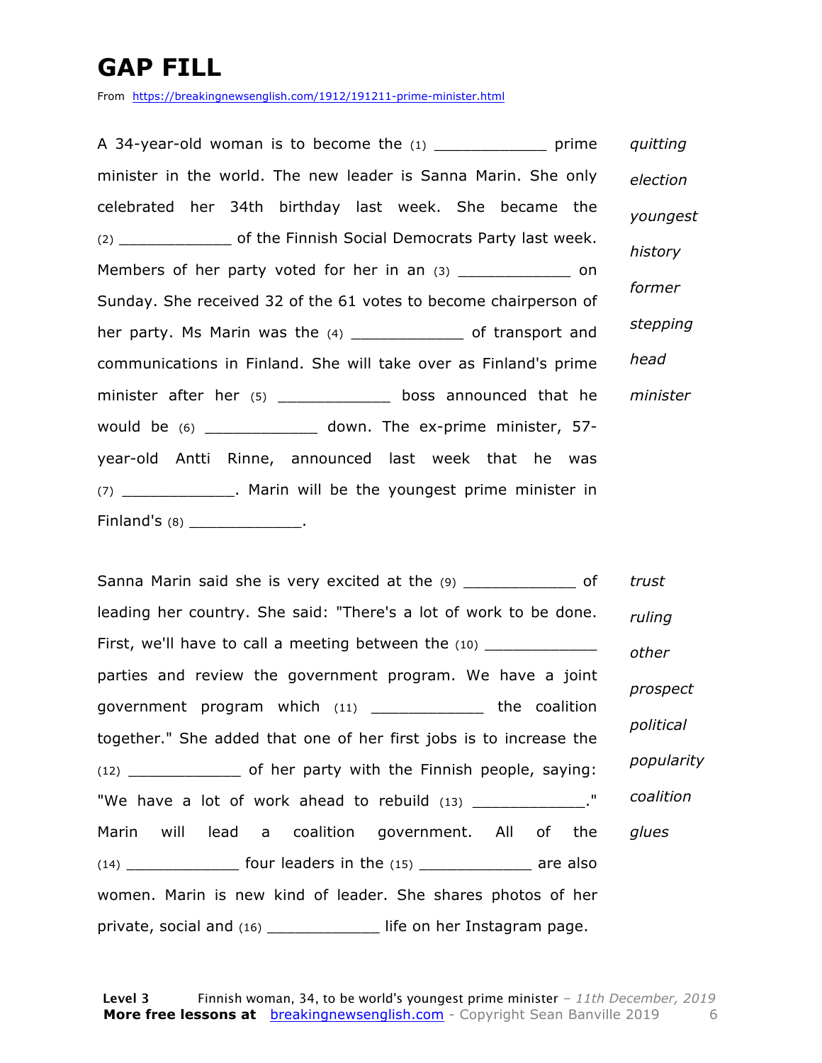# GAP FILL

From https://breakingnewsenglish.com/1912/191211-prime-minister.html

A 34-year-old woman is to become the (1) ____________ prime minister in the world. The new leader is Sanna Marin. She only celebrated her 34th birthday last week. She became the (2) ____________ of the Finnish Social Democrats Party last week. Members of her party voted for her in an (3) ____________ on Sunday. She received 32 of the 61 votes to become chairperson of her party. Ms Marin was the (4) ____________ of transport and communications in Finland. She will take over as Finland's prime minister after her (5) ____________ boss announced that he would be (6) ____________ down. The ex-prime minister, 57-year-old Antti Rinne, announced last week that he was (7) ____________. Marin will be the youngest prime minister in Finland's (8) ____________.

*quitting*
*election*
*youngest*
*history*
*former*
*stepping*
*head*
*minister*

Sanna Marin said she is very excited at the (9) ____________ of leading her country. She said: "There's a lot of work to be done. First, we'll have to call a meeting between the (10) ____________ parties and review the government program. We have a joint government program which (11) ____________ the coalition together." She added that one of her first jobs is to increase the (12) ____________ of her party with the Finnish people, saying: "We have a lot of work ahead to rebuild (13) ____________." Marin will lead a coalition government. All of the (14) ____________ four leaders in the (15) ____________ are also women. Marin is new kind of leader. She shares photos of her private, social and (16) ____________ life on her Instagram page.

*trust*
*ruling*
*other*
*prospect*
*political*
*popularity*
*coalition*
*glues*

**Level 3** Finnish woman, 34, to be world's youngest prime minister – *11th December, 2019*
**More free lessons at** breakingnewsenglish.com - Copyright Sean Banville 2019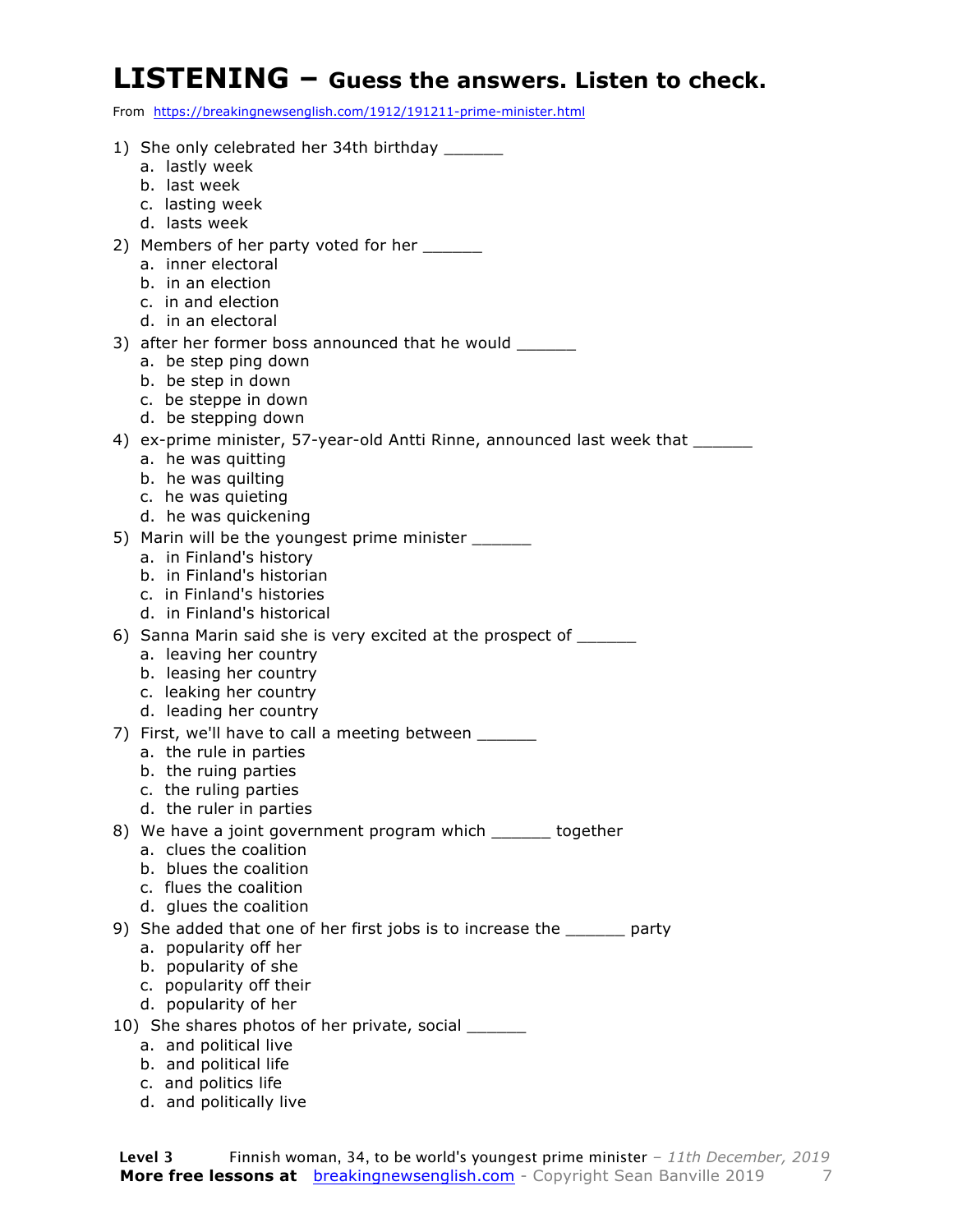# LISTENING – Guess the answers. Listen to check.

From https://breakingnewsenglish.com/1912/191211-prime-minister.html

1) She only celebrated her 34th birthday ______
   a. lastly week
   b. last week
   c. lasting week
   d. lasts week
2) Members of her party voted for her ______
   a. inner electoral
   b. in an election
   c. in and election
   d. in an electoral
3) after her former boss announced that he would ______
   a. be step ping down
   b. be step in down
   c. be steppe in down
   d. be stepping down
4) ex-prime minister, 57-year-old Antti Rinne, announced last week that ______
   a. he was quitting
   b. he was quilting
   c. he was quieting
   d. he was quickening
5) Marin will be the youngest prime minister ______
   a. in Finland's history
   b. in Finland's historian
   c. in Finland's histories
   d. in Finland's historical
6) Sanna Marin said she is very excited at the prospect of ______
   a. leaving her country
   b. leasing her country
   c. leaking her country
   d. leading her country
7) First, we'll have to call a meeting between ______
   a. the rule in parties
   b. the ruing parties
   c. the ruling parties
   d. the ruler in parties
8) We have a joint government program which ______ together
   a. clues the coalition
   b. blues the coalition
   c. flues the coalition
   d. glues the coalition
9) She added that one of her first jobs is to increase the ______ party
   a. popularity off her
   b. popularity of she
   c. popularity off their
   d. popularity of her
10) She shares photos of her private, social ______
   a. and political live
   b. and political life
   c. and politics life
   d. and politically live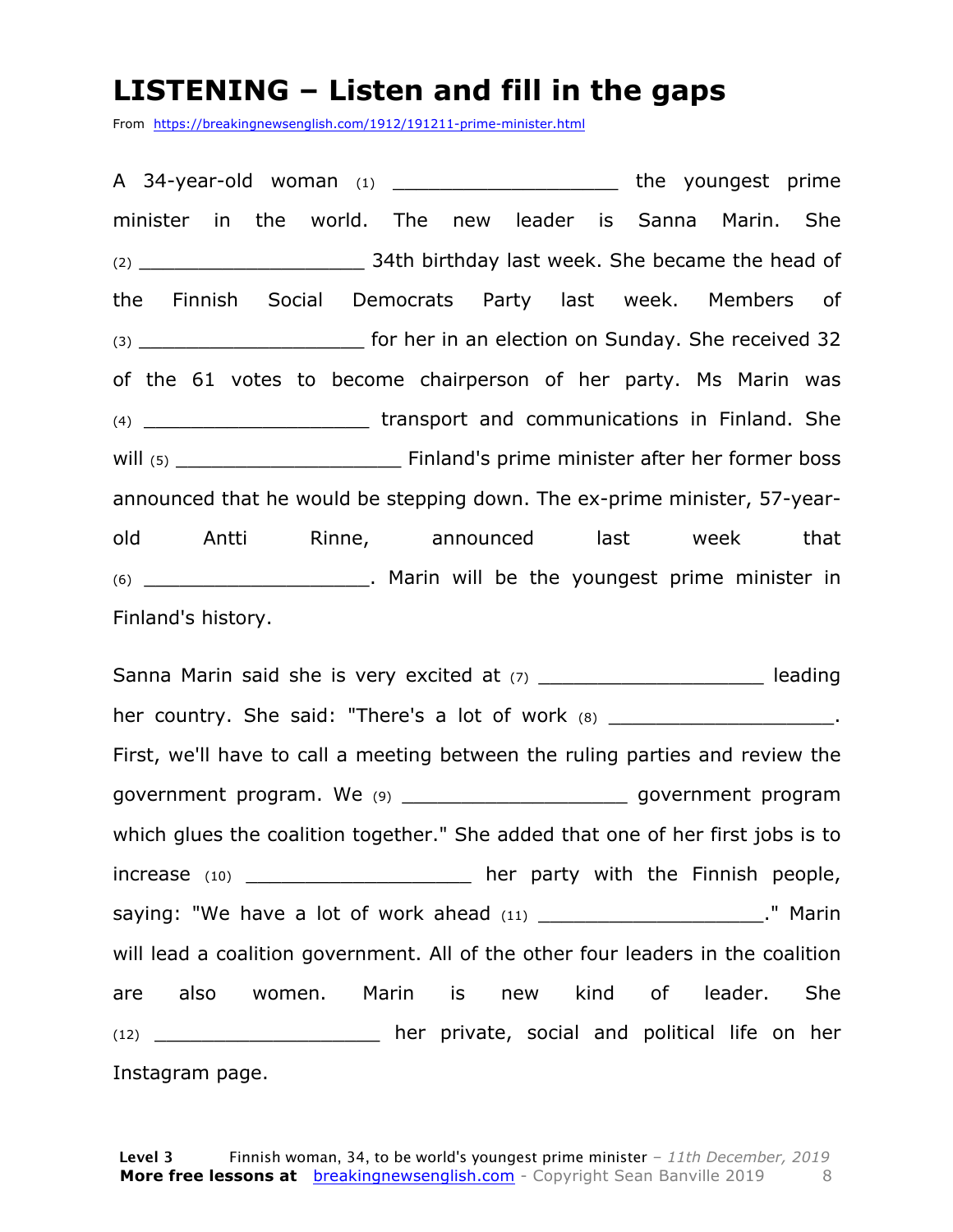# LISTENING – Listen and fill in the gaps

From https://breakingnewsenglish.com/1912/191211-prime-minister.html

A 34-year-old woman (1) ___________________ the youngest prime minister in the world. The new leader is Sanna Marin. She (2) ___________________ 34th birthday last week. She became the head of the Finnish Social Democrats Party last week. Members of (3) ___________________ for her in an election on Sunday. She received 32 of the 61 votes to become chairperson of her party. Ms Marin was (4) ___________________ transport and communications in Finland. She will (5) ___________________ Finland's prime minister after her former boss announced that he would be stepping down. The ex-prime minister, 57-year-old Antti Rinne, announced last week that (6) ___________________. Marin will be the youngest prime minister in Finland's history.

Sanna Marin said she is very excited at (7) ___________________ leading her country. She said: "There's a lot of work (8) ___________________. First, we'll have to call a meeting between the ruling parties and review the government program. We (9) ___________________ government program which glues the coalition together." She added that one of her first jobs is to increase (10) ___________________ her party with the Finnish people, saying: "We have a lot of work ahead (11) ___________________." Marin will lead a coalition government. All of the other four leaders in the coalition are also women. Marin is new kind of leader. She (12) ___________________ her private, social and political life on her Instagram page.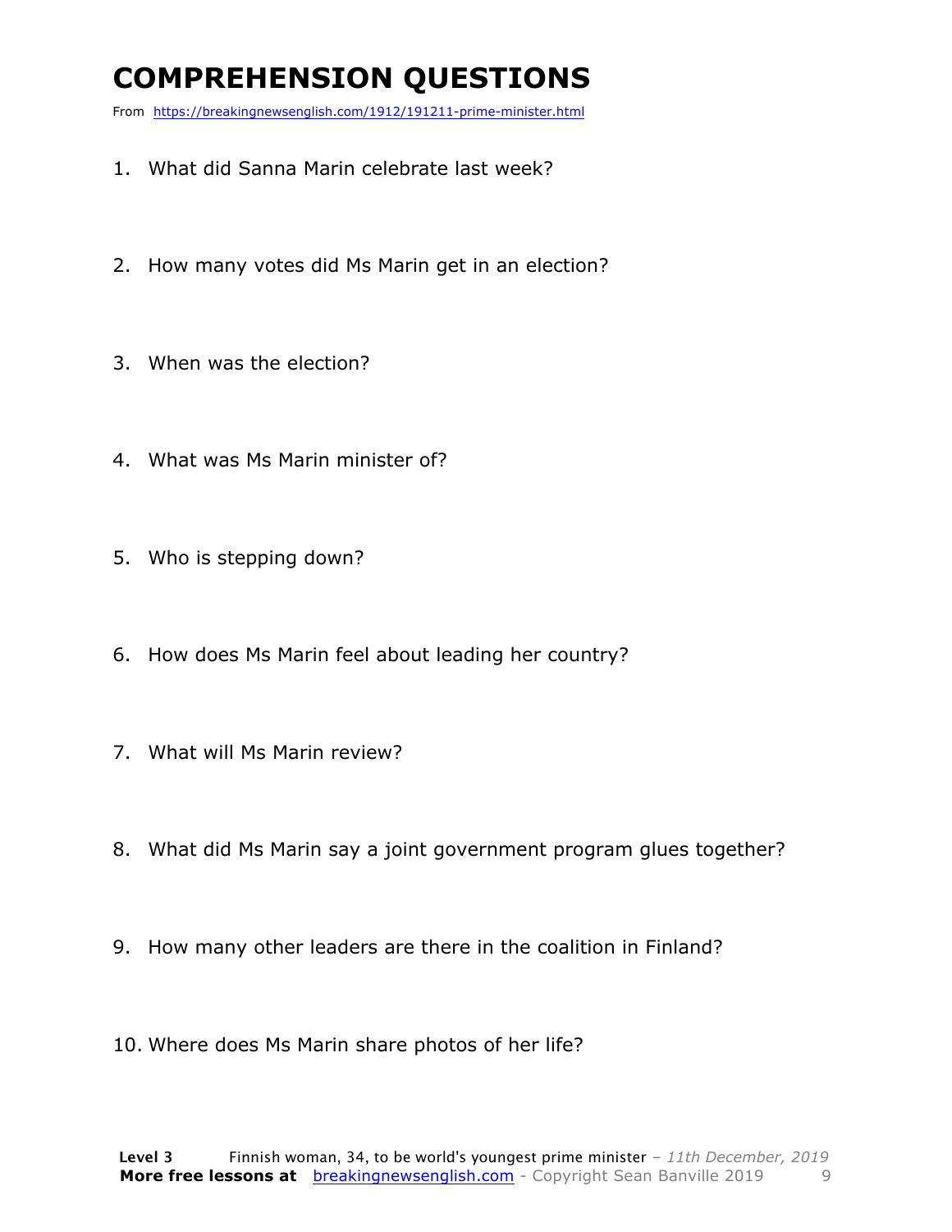# COMPREHENSION QUESTIONS

From https://breakingnewsenglish.com/1912/191211-prime-minister.html

1. What did Sanna Marin celebrate last week?

2. How many votes did Ms Marin get in an election?

3. When was the election?

4. What was Ms Marin minister of?

5. Who is stepping down?

6. How does Ms Marin feel about leading her country?

7. What will Ms Marin review?

8. What did Ms Marin say a joint government program glues together?

9. How many other leaders are there in the coalition in Finland?

10. Where does Ms Marin share photos of her life?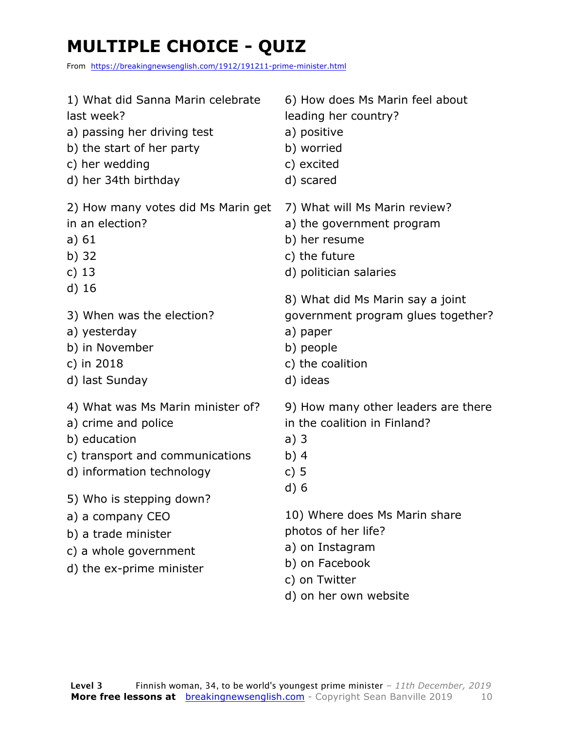# MULTIPLE CHOICE - QUIZ

From https://breakingnewsenglish.com/1912/191211-prime-minister.html

1) What did Sanna Marin celebrate last week?
a) passing her driving test
b) the start of her party
c) her wedding
d) her 34th birthday

2) How many votes did Ms Marin get in an election?
a) 61
b) 32
c) 13
d) 16

3) When was the election?
a) yesterday
b) in November
c) in 2018
d) last Sunday

4) What was Ms Marin minister of?
a) crime and police
b) education
c) transport and communications
d) information technology

5) Who is stepping down?
a) a company CEO
b) a trade minister
c) a whole government
d) the ex-prime minister

6) How does Ms Marin feel about leading her country?
a) positive
b) worried
c) excited
d) scared

7) What will Ms Marin review?
a) the government program
b) her resume
c) the future
d) politician salaries

8) What did Ms Marin say a joint government program glues together?
a) paper
b) people
c) the coalition
d) ideas

9) How many other leaders are there in the coalition in Finland?
a) 3
b) 4
c) 5
d) 6

10) Where does Ms Marin share photos of her life?
a) on Instagram
b) on Facebook
c) on Twitter
d) on her own website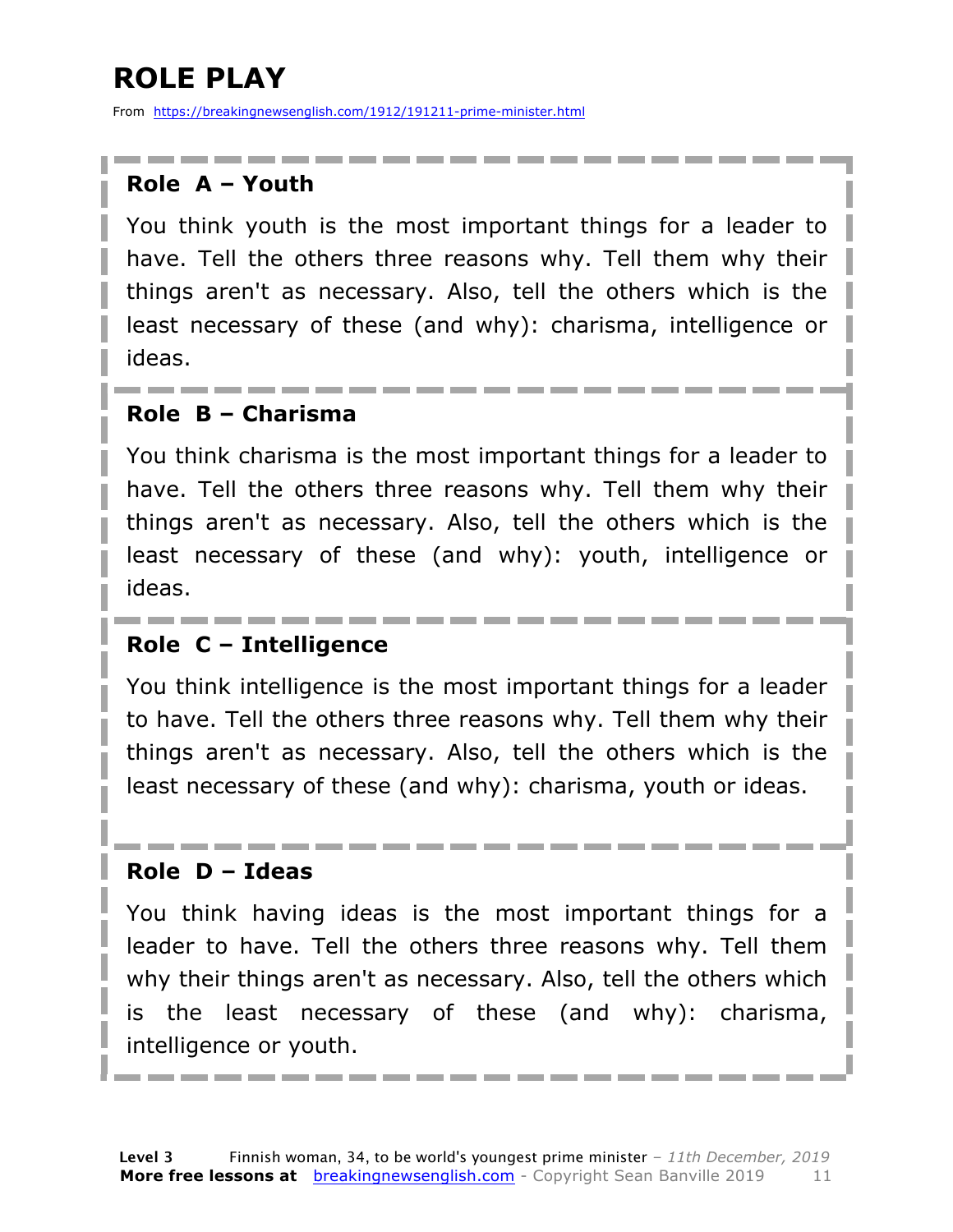# ROLE PLAY

From https://breakingnewsenglish.com/1912/191211-prime-minister.html

**Role A – Youth**

You think youth is the most important things for a leader to have. Tell the others three reasons why. Tell them why their things aren't as necessary. Also, tell the others which is the least necessary of these (and why): charisma, intelligence or ideas.

**Role B – Charisma**

You think charisma is the most important things for a leader to have. Tell the others three reasons why. Tell them why their things aren't as necessary. Also, tell the others which is the least necessary of these (and why): youth, intelligence or ideas.

**Role C – Intelligence**

You think intelligence is the most important things for a leader to have. Tell the others three reasons why. Tell them why their things aren't as necessary. Also, tell the others which is the least necessary of these (and why): charisma, youth or ideas.

**Role D – Ideas**

You think having ideas is the most important things for a leader to have. Tell the others three reasons why. Tell them why their things aren't as necessary. Also, tell the others which is the least necessary of these (and why): charisma, intelligence or youth.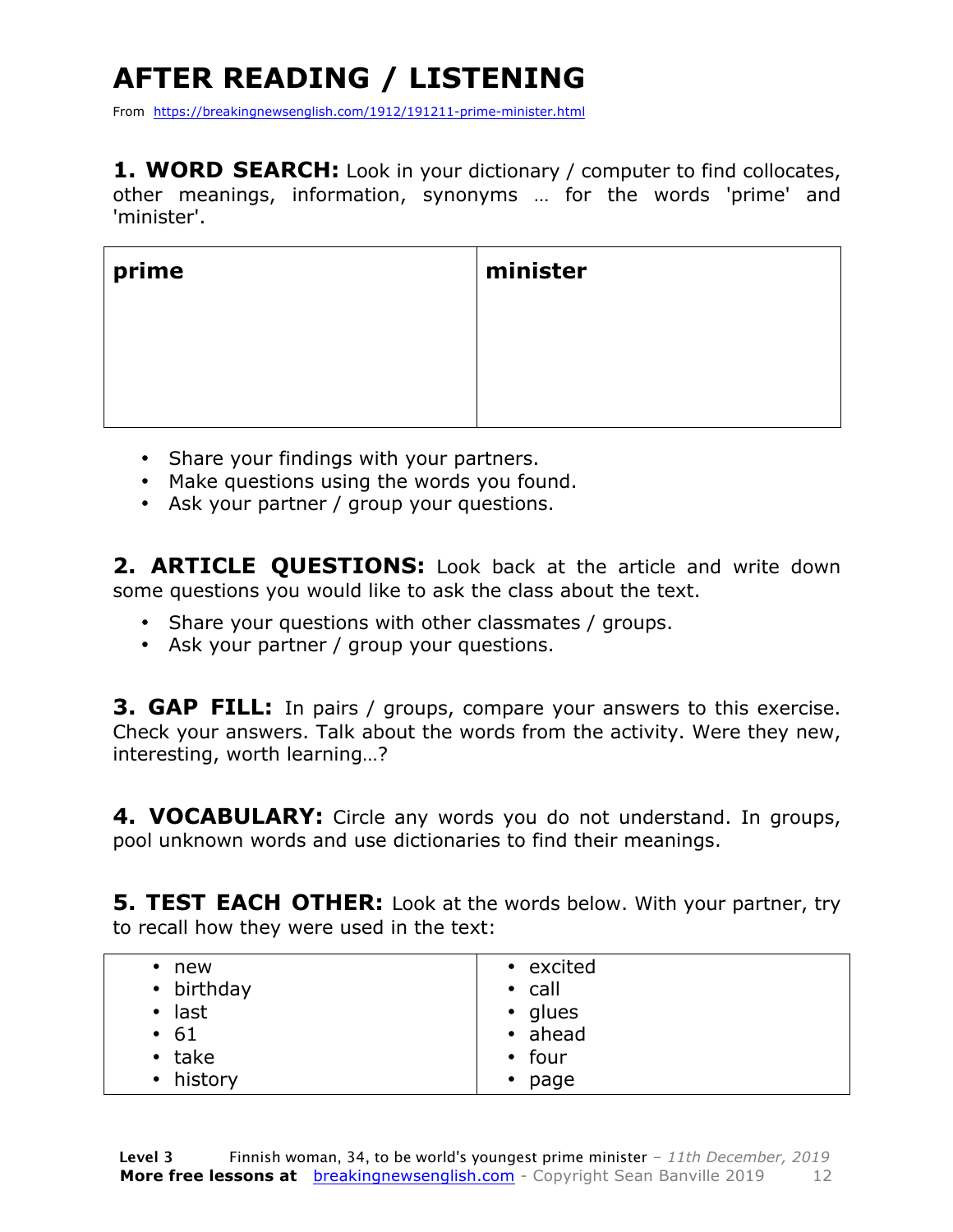# AFTER READING / LISTENING

From https://breakingnewsenglish.com/1912/191211-prime-minister.html

**1. WORD SEARCH:** Look in your dictionary / computer to find collocates, other meanings, information, synonyms … for the words 'prime' and 'minister'.

| **prime** | **minister** |
|---|---|
| | |

- Share your findings with your partners.
- Make questions using the words you found.
- Ask your partner / group your questions.

**2. ARTICLE QUESTIONS:** Look back at the article and write down some questions you would like to ask the class about the text.

- Share your questions with other classmates / groups.
- Ask your partner / group your questions.

**3. GAP FILL:** In pairs / groups, compare your answers to this exercise. Check your answers. Talk about the words from the activity. Were they new, interesting, worth learning…?

**4. VOCABULARY:** Circle any words you do not understand. In groups, pool unknown words and use dictionaries to find their meanings.

**5. TEST EACH OTHER:** Look at the words below. With your partner, try to recall how they were used in the text:

| | |
|---|---|
| • new<br>• birthday<br>• last<br>• 61<br>• take<br>• history | • excited<br>• call<br>• glues<br>• ahead<br>• four<br>• page |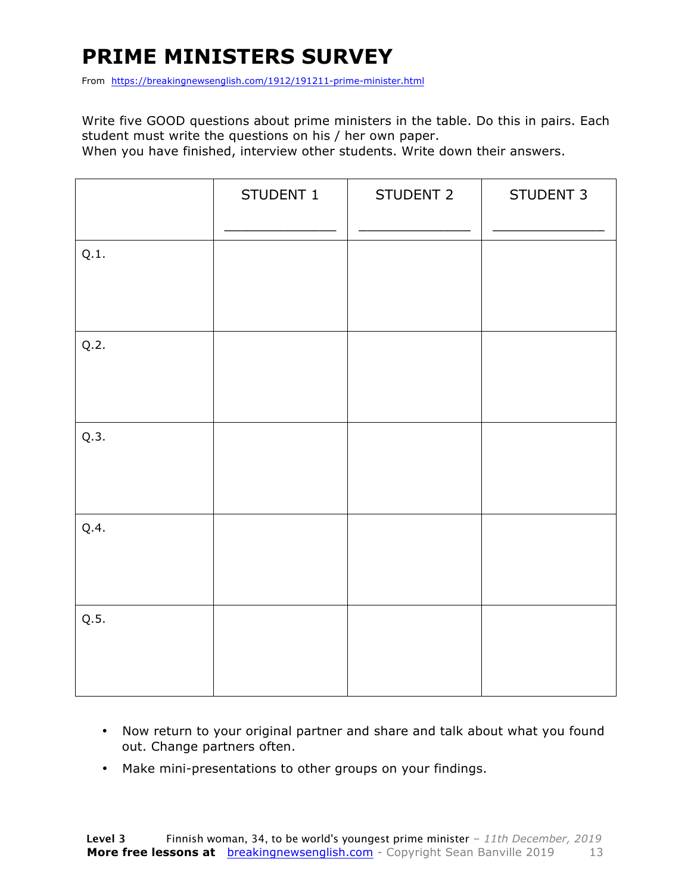# PRIME MINISTERS SURVEY

From https://breakingnewsenglish.com/1912/191211-prime-minister.html

Write five GOOD questions about prime ministers in the table. Do this in pairs. Each student must write the questions on his / her own paper.
When you have finished, interview other students. Write down their answers.

| | STUDENT 1<br>_______________ | STUDENT 2<br>_______________ | STUDENT 3<br>_______________ |
|---|---|---|---|
| Q.1. | | | |
| Q.2. | | | |
| Q.3. | | | |
| Q.4. | | | |
| Q.5. | | | |

- Now return to your original partner and share and talk about what you found out. Change partners often.
- Make mini-presentations to other groups on your findings.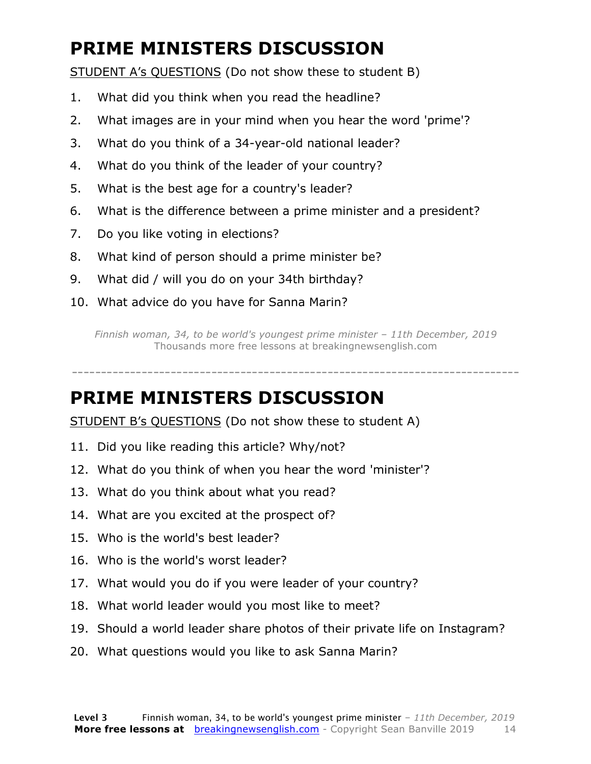# PRIME MINISTERS DISCUSSION

STUDENT A's QUESTIONS (Do not show these to student B)

1. What did you think when you read the headline?
2. What images are in your mind when you hear the word 'prime'?
3. What do you think of a 34-year-old national leader?
4. What do you think of the leader of your country?
5. What is the best age for a country's leader?
6. What is the difference between a prime minister and a president?
7. Do you like voting in elections?
8. What kind of person should a prime minister be?
9. What did / will you do on your 34th birthday?
10. What advice do you have for Sanna Marin?

*Finnish woman, 34, to be world's youngest prime minister – 11th December, 2019*
Thousands more free lessons at breakingnewsenglish.com

---

# PRIME MINISTERS DISCUSSION

STUDENT B's QUESTIONS (Do not show these to student A)

11. Did you like reading this article? Why/not?
12. What do you think of when you hear the word 'minister'?
13. What do you think about what you read?
14. What are you excited at the prospect of?
15. Who is the world's best leader?
16. Who is the world's worst leader?
17. What would you do if you were leader of your country?
18. What world leader would you most like to meet?
19. Should a world leader share photos of their private life on Instagram?
20. What questions would you like to ask Sanna Marin?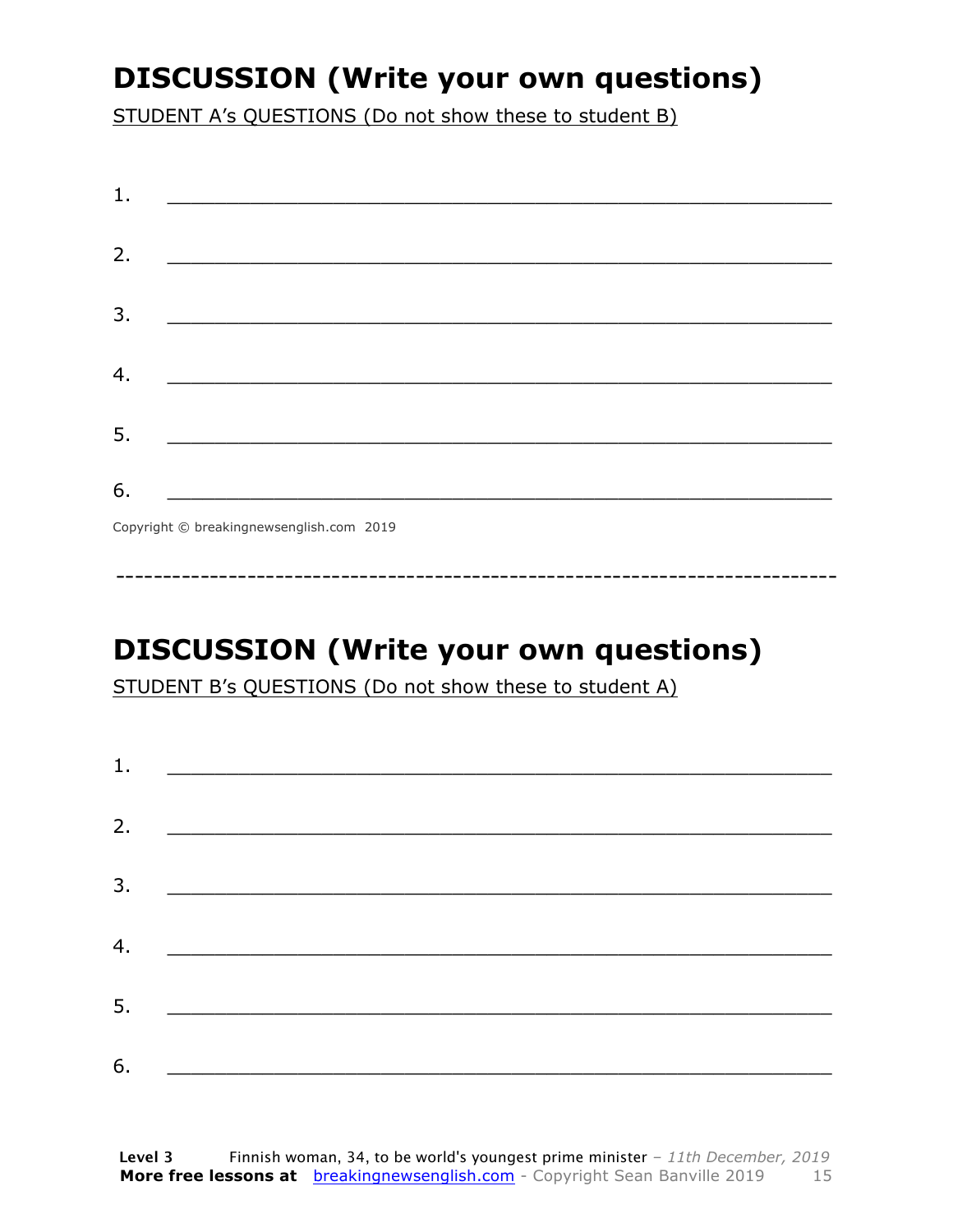# DISCUSSION (Write your own questions)

STUDENT A's QUESTIONS (Do not show these to student B)

1. ___________________________________________________________

2. ___________________________________________________________

3. ___________________________________________________________

4. ___________________________________________________________

5. ___________________________________________________________

6. ___________________________________________________________

Copyright © breakingnewsenglish.com 2019

---

# DISCUSSION (Write your own questions)

STUDENT B's QUESTIONS (Do not show these to student A)

1. ___________________________________________________________

2. ___________________________________________________________

3. ___________________________________________________________

4. ___________________________________________________________

5. ___________________________________________________________

6. ___________________________________________________________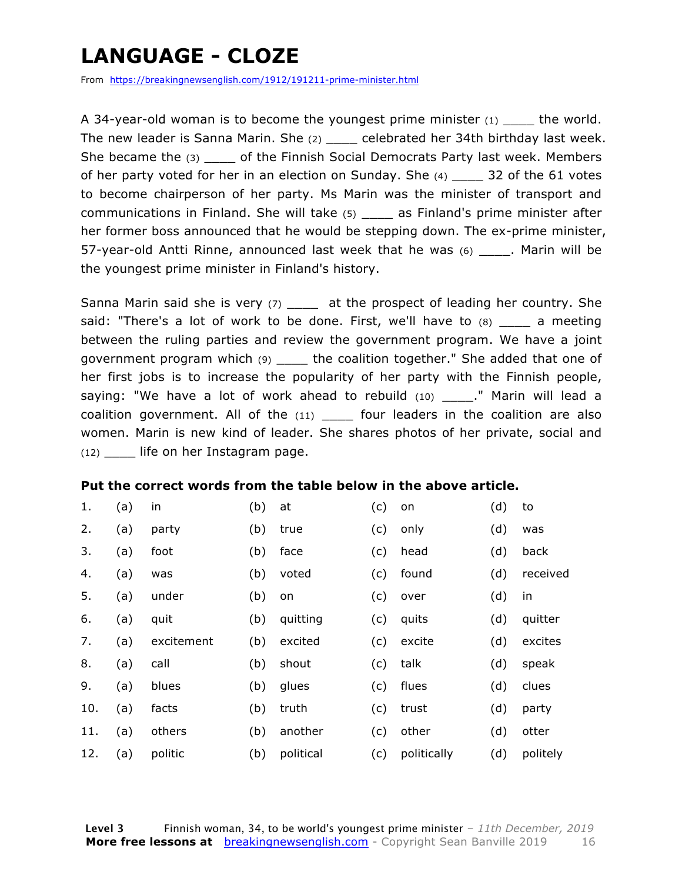# LANGUAGE - CLOZE

From https://breakingnewsenglish.com/1912/191211-prime-minister.html

A 34-year-old woman is to become the youngest prime minister (1) ____ the world. The new leader is Sanna Marin. She (2) ____ celebrated her 34th birthday last week. She became the (3) ____ of the Finnish Social Democrats Party last week. Members of her party voted for her in an election on Sunday. She (4) ____ 32 of the 61 votes to become chairperson of her party. Ms Marin was the minister of transport and communications in Finland. She will take (5) ____ as Finland's prime minister after her former boss announced that he would be stepping down. The ex-prime minister, 57-year-old Antti Rinne, announced last week that he was (6) ____. Marin will be the youngest prime minister in Finland's history.

Sanna Marin said she is very (7) ____ at the prospect of leading her country. She said: "There's a lot of work to be done. First, we'll have to (8) ____ a meeting between the ruling parties and review the government program. We have a joint government program which (9) ____ the coalition together." She added that one of her first jobs is to increase the popularity of her party with the Finnish people, saying: "We have a lot of work ahead to rebuild (10) ____." Marin will lead a coalition government. All of the (11) ____ four leaders in the coalition are also women. Marin is new kind of leader. She shares photos of her private, social and (12) ____ life on her Instagram page.

**Put the correct words from the table below in the above article.**

| | (a) | (b) | (c) | (d) |
|---|---|---|---|---|
| 1. | in | at | on | to |
| 2. | party | true | only | was |
| 3. | foot | face | head | back |
| 4. | was | voted | found | received |
| 5. | under | on | over | in |
| 6. | quit | quitting | quits | quitter |
| 7. | excitement | excited | excite | excites |
| 8. | call | shout | talk | speak |
| 9. | blues | glues | flues | clues |
| 10. | facts | truth | trust | party |
| 11. | others | another | other | otter |
| 12. | politic | political | politically | politely |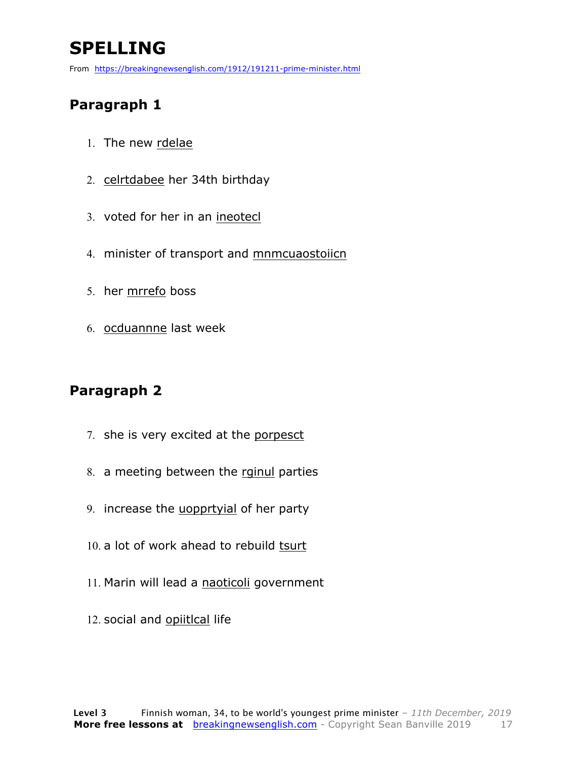# SPELLING

From https://breakingnewsenglish.com/1912/191211-prime-minister.html

## Paragraph 1

1. The new rdelae
2. celrtdabee her 34th birthday
3. voted for her in an ineotecl
4. minister of transport and mnmcuaostoiicn
5. her mrrefo boss
6. ocduannne last week

## Paragraph 2

7. she is very excited at the porpesct
8. a meeting between the rginul parties
9. increase the uopprtyial of her party
10. a lot of work ahead to rebuild tsurt
11. Marin will lead a naoticoli government
12. social and opiitlcal life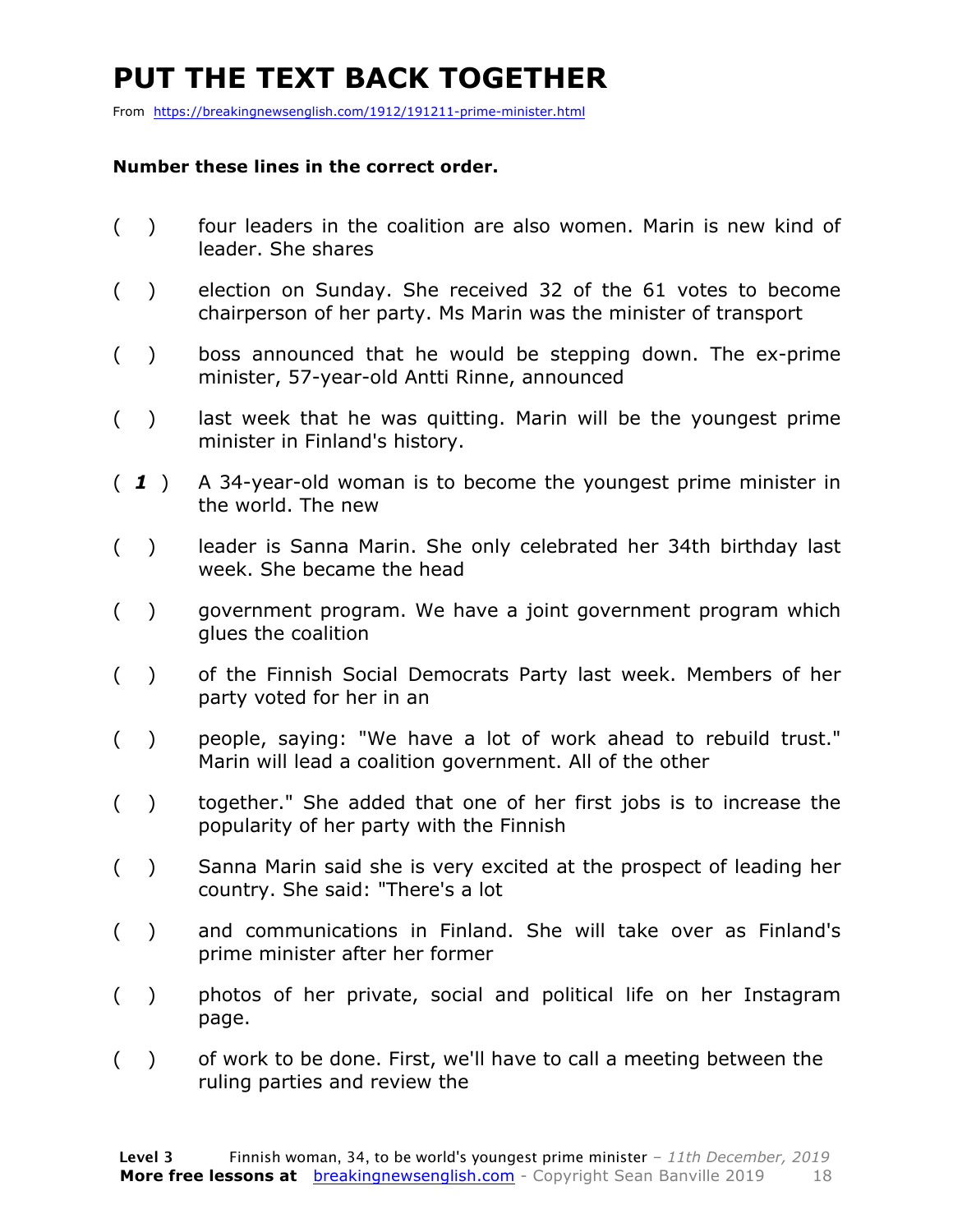# PUT THE TEXT BACK TOGETHER

From https://breakingnewsenglish.com/1912/191211-prime-minister.html

**Number these lines in the correct order.**

( ) four leaders in the coalition are also women. Marin is new kind of leader. She shares

( ) election on Sunday. She received 32 of the 61 votes to become chairperson of her party. Ms Marin was the minister of transport

( ) boss announced that he would be stepping down. The ex-prime minister, 57-year-old Antti Rinne, announced

( ) last week that he was quitting. Marin will be the youngest prime minister in Finland's history.

( ***1*** ) A 34-year-old woman is to become the youngest prime minister in the world. The new

( ) leader is Sanna Marin. She only celebrated her 34th birthday last week. She became the head

( ) government program. We have a joint government program which glues the coalition

( ) of the Finnish Social Democrats Party last week. Members of her party voted for her in an

( ) people, saying: "We have a lot of work ahead to rebuild trust." Marin will lead a coalition government. All of the other

( ) together." She added that one of her first jobs is to increase the popularity of her party with the Finnish

( ) Sanna Marin said she is very excited at the prospect of leading her country. She said: "There's a lot

( ) and communications in Finland. She will take over as Finland's prime minister after her former

( ) photos of her private, social and political life on her Instagram page.

( ) of work to be done. First, we'll have to call a meeting between the ruling parties and review the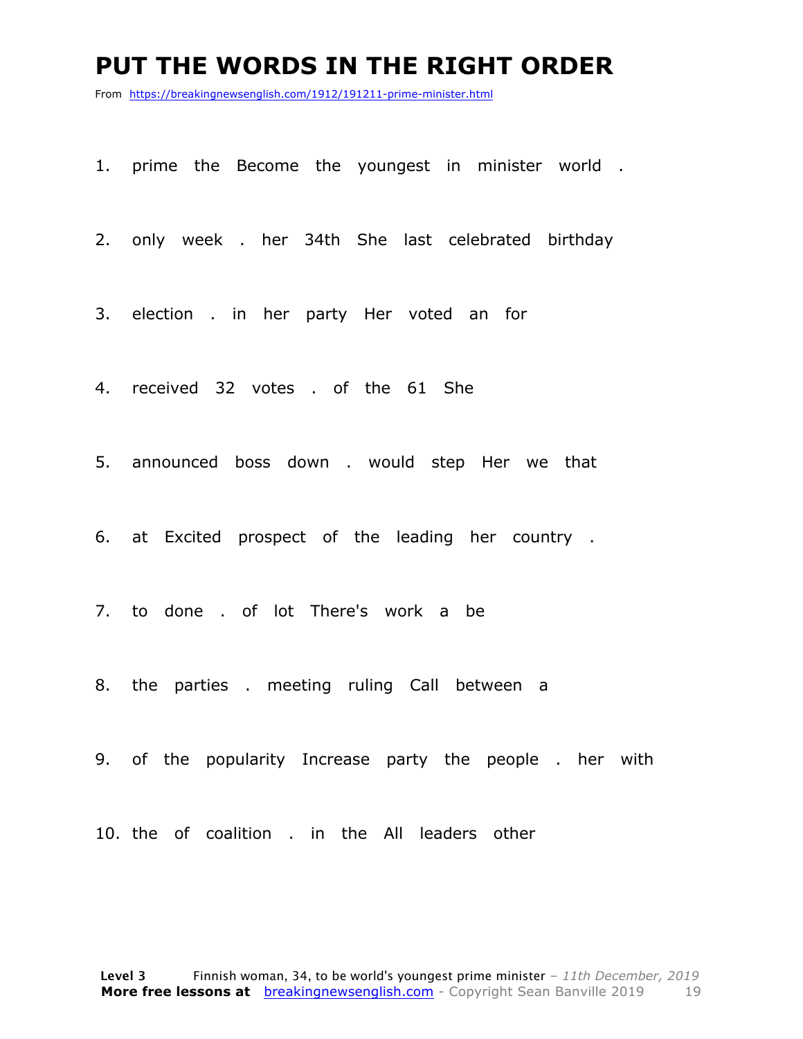# PUT THE WORDS IN THE RIGHT ORDER

From https://breakingnewsenglish.com/1912/191211-prime-minister.html

1. prime the Become the youngest in minister world .

2. only week . her 34th She last celebrated birthday

3. election . in her party Her voted an for

4. received 32 votes . of the 61 She

5. announced boss down . would step Her we that

6. at Excited prospect of the leading her country .

7. to done . of lot There's work a be

8. the parties . meeting ruling Call between a

9. of the popularity Increase party the people . her with

10. the of coalition . in the All leaders other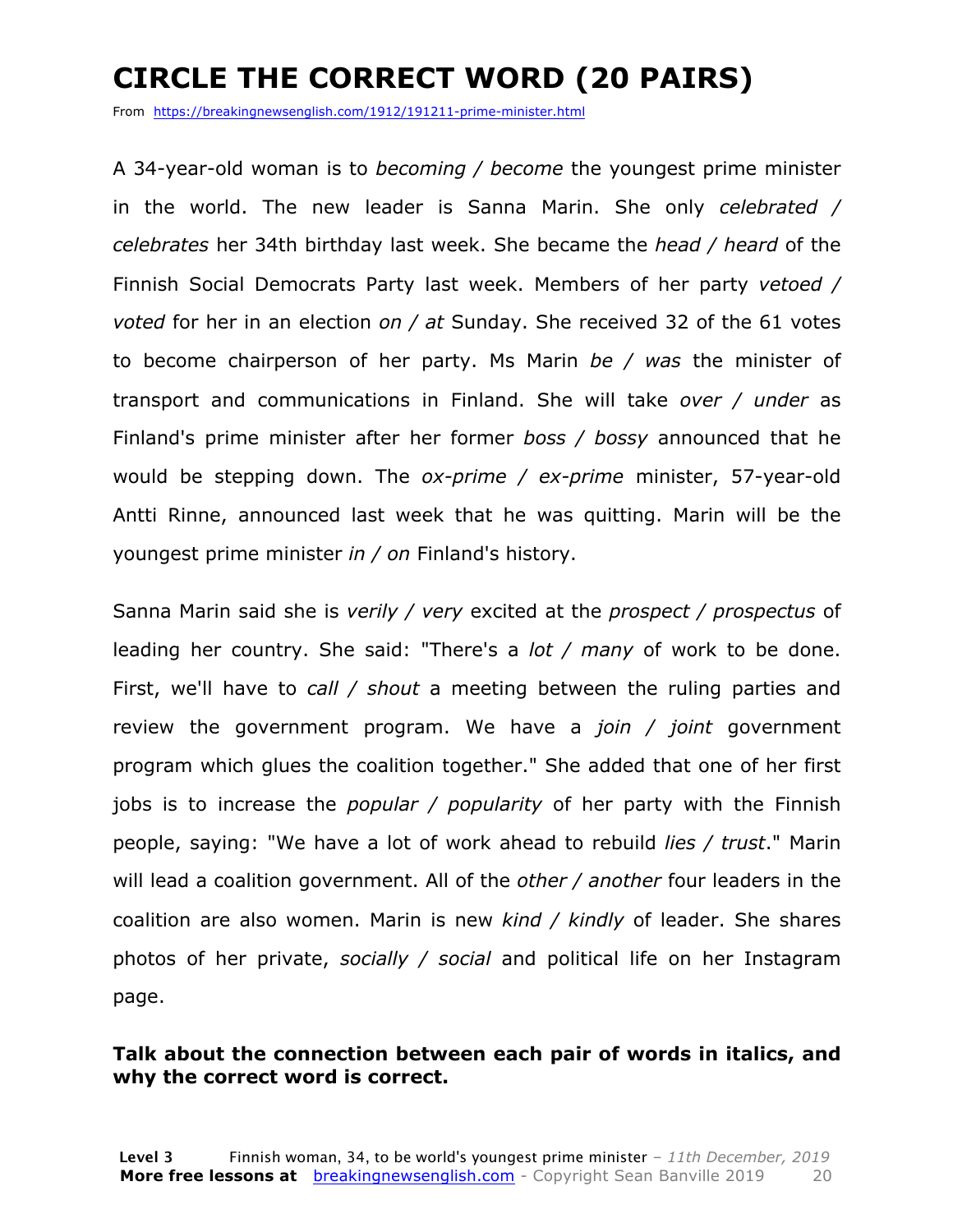# CIRCLE THE CORRECT WORD (20 PAIRS)

From https://breakingnewsenglish.com/1912/191211-prime-minister.html

A 34-year-old woman is to *becoming / become* the youngest prime minister in the world. The new leader is Sanna Marin. She only *celebrated / celebrates* her 34th birthday last week. She became the *head / heard* of the Finnish Social Democrats Party last week. Members of her party *vetoed / voted* for her in an election *on / at* Sunday. She received 32 of the 61 votes to become chairperson of her party. Ms Marin *be / was* the minister of transport and communications in Finland. She will take *over / under* as Finland's prime minister after her former *boss / bossy* announced that he would be stepping down. The *ox-prime / ex-prime* minister, 57-year-old Antti Rinne, announced last week that he was quitting. Marin will be the youngest prime minister *in / on* Finland's history.

Sanna Marin said she is *verily / very* excited at the *prospect / prospectus* of leading her country. She said: "There's a *lot / many* of work to be done. First, we'll have to *call / shout* a meeting between the ruling parties and review the government program. We have a *join / joint* government program which glues the coalition together." She added that one of her first jobs is to increase the *popular / popularity* of her party with the Finnish people, saying: "We have a lot of work ahead to rebuild *lies / trust*." Marin will lead a coalition government. All of the *other / another* four leaders in the coalition are also women. Marin is new *kind / kindly* of leader. She shares photos of her private, *socially / social* and political life on her Instagram page.

**Talk about the connection between each pair of words in italics, and why the correct word is correct.**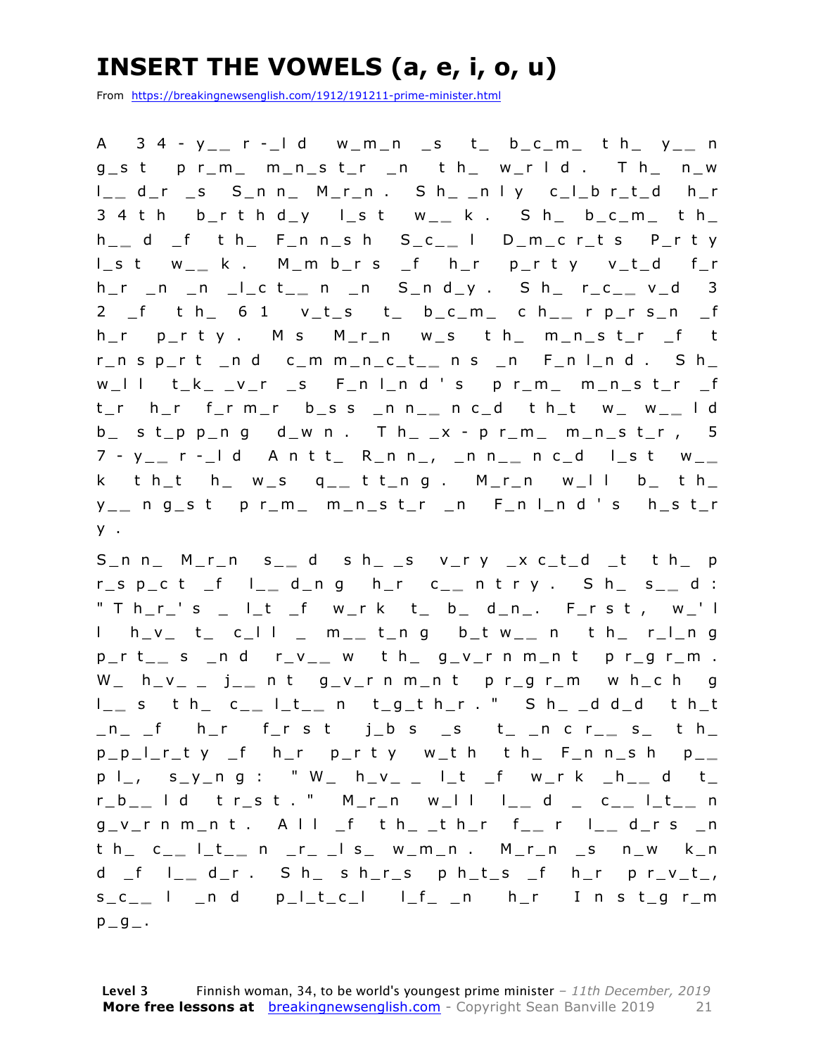# INSERT THE VOWELS (a, e, i, o, u)

From https://breakingnewsenglish.com/1912/191211-prime-minister.html

A 34-y__r-_ld w_m_n _s t_ b_c_m_ th_ y__ng_st pr_m_ m_n_st_r _n th_ w_rld. Th_ n_w l__d_r _s S_nn_ M_r_n. Sh_ _nly c_l_br_t_d h_r 34th b_rthd_y l_st w__k. Sh_ b_c_m_ th_ h__d _f th_ F_nn_sh S_c__l D_m_cr_ts P_rty l_st w__k. M_mb_rs _f h_r p_rty v_t_d f_r h_r _n _n _l_ct__n _n S_nd_y. Sh_ r_c__v_d 32 _f th_ 61 v_t_s t_ b_c_m_ ch__rp_rs_n _f h_r p_rty. Ms M_r_n w_s th_ m_n_st_r _f tr_nsp_rt _nd c_mm_n_c_t__ns _n F_nl_nd. Sh_ w_ll t_k_ _v_r _s F_nl_nd's pr_m_ m_n_st_r _f t_r h_r f_rm_r b_ss _nn__nc_d th_t w_ w__ld b_ st_pp_ng d_wn. Th_ _x-pr_m_ m_n_st_r, 57-y__r-_ld Antt_ R_nn_, _nn__nc_d l_st w__k th_t h_ w_s q__tt_ng. M_r_n w_ll b_ th_ y__ng_st pr_m_ m_n_st_r _n F_nl_nd's h_st_ry.

S_nn_ M_r_n s__d sh_ _s v_ry _xc_t_d _t th_ p r_sp_ct _f l__d_ng h_r c__ntry. Sh_ s__d: "Th_r_'s _ l_t _f w_rk t_ b_ d_n_. F_rst, w_'ll h_v_ t_ c_ll _ m__t_ng b_tw__n th_ r_l_ng p_rt__s _nd r_v__w th_ g_v_rnm_nt pr_gr_m. W_ h_v_ _ j__nt g_v_rnm_nt pr_gr_m wh_ch g_ _l__s th_ c__l_t__n t_g_th_r." Sh_ _dd_d th_t _n_ _f h_r f_rst j_bs _s t_ _ncr__s_ th_ p_p_l_r_ty _f h_r p_rty w_th th_ F_nn_sh p__pl_, s_y_ng: "W_ h_v_ _ l_t _f w_rk _h__d t_ r_b__ld tr_st." M_r_n w_ll l__d _ c__l_t__n g_v_rnm_nt. All _f th_ _th_r f__r l__d_rs _n th_ c__l_t__n _r_ _ls_ w_m_n. M_r_n _s n_w k_n d _f l__d_r. Sh_ sh_r_s ph_t_s _f h_r pr_v_t_, s_c__l _nd p_l_t_c_l l_f_ _n h_r Inst_gr_m p_g_.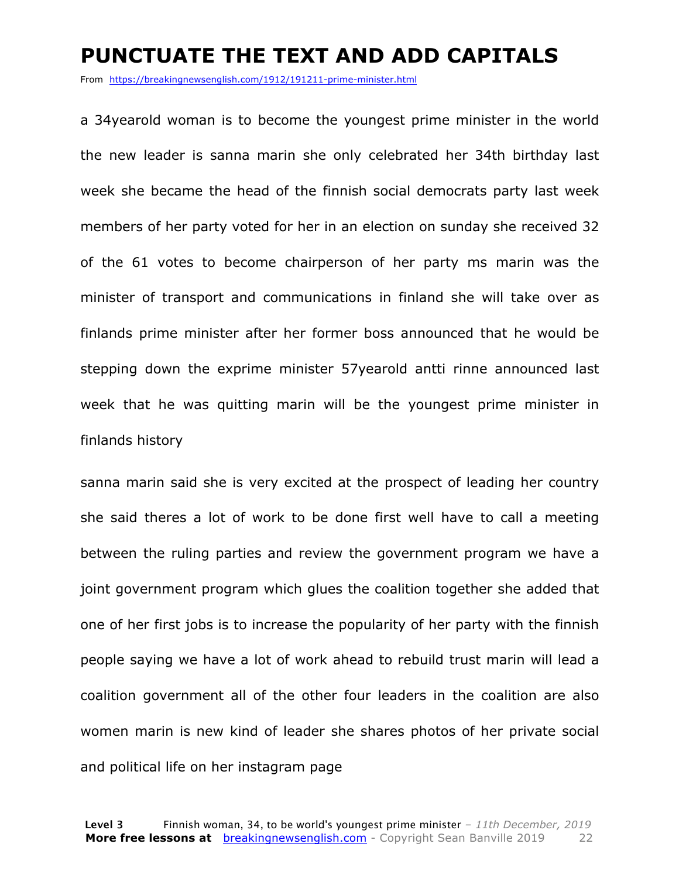# PUNCTUATE THE TEXT AND ADD CAPITALS

From https://breakingnewsenglish.com/1912/191211-prime-minister.html

a 34yearold woman is to become the youngest prime minister in the world the new leader is sanna marin she only celebrated her 34th birthday last week she became the head of the finnish social democrats party last week members of her party voted for her in an election on sunday she received 32 of the 61 votes to become chairperson of her party ms marin was the minister of transport and communications in finland she will take over as finlands prime minister after her former boss announced that he would be stepping down the exprime minister 57yearold antti rinne announced last week that he was quitting marin will be the youngest prime minister in finlands history

sanna marin said she is very excited at the prospect of leading her country she said theres a lot of work to be done first well have to call a meeting between the ruling parties and review the government program we have a joint government program which glues the coalition together she added that one of her first jobs is to increase the popularity of her party with the finnish people saying we have a lot of work ahead to rebuild trust marin will lead a coalition government all of the other four leaders in the coalition are also women marin is new kind of leader she shares photos of her private social and political life on her instagram page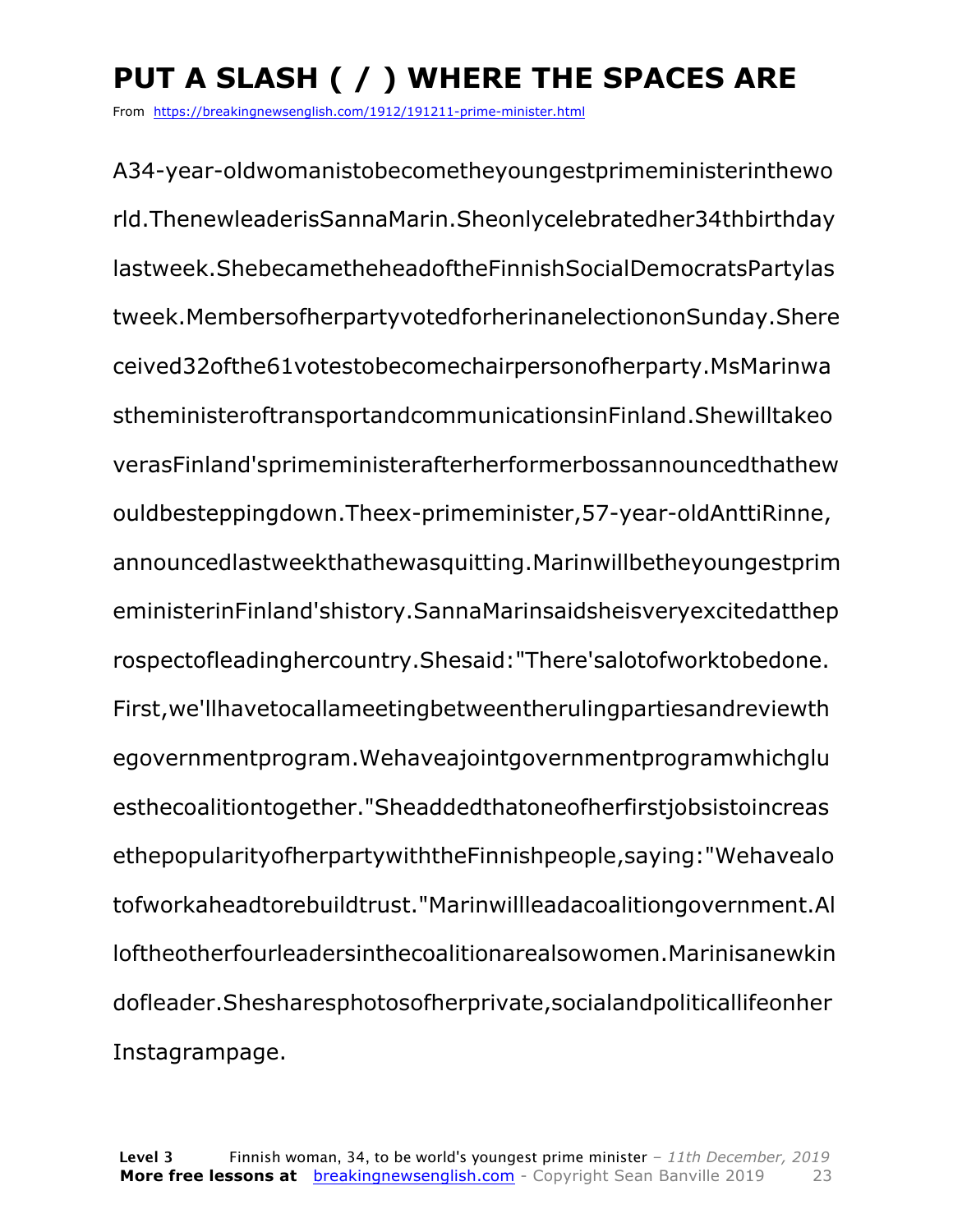# PUT A SLASH ( / ) WHERE THE SPACES ARE

From https://breakingnewsenglish.com/1912/191211-prime-minister.html

A34-year-oldwomanistobecometheyoungestprimeministerinthewo rld.ThenewleaderisSannaMarin.Sheonlycelebratedher34thbirthday lastweek.ShebecametheheadoftheFinnishSocialDemocratsPartylas tweek.MembersofherpartyvotedforherinanelectiononSunday.Shere ceived32ofthe61votestobecomechairpersonofherparty.MsMarinwa stheministeroftransportandcommunicationsinFinland.Shewilltakeo verasFinland'sprimeministerafterherformerbossannouncedthathew ouldbesteppingdown.Theex-primeminister,57-year-oldAnttiRinne, announcedlastweekthathewasquitting.Marinwillbetheyoungestprim eministerinFinland'shistory.SannaMarinsaidsheisveryexcitedatthep rospectofleadinghercountry.Shesaid:"There'salotofworktobedone. First,we'llhavetocallameetingbetweentherulingpartiesandreviewth egovernmentprogram.Wehaveajointgovernmentprogramwhichglu esthecoalitiontogether."Sheaddedthatoneofherfirstjobsistoincreas ethepopularityofherpartywiththeFinnishpeople,saying:"Wehavealo tofworkaheadtorebuildtrust."Marinwillleadacoalitiongovernment.Al loftheotherfourleadersinthecoalitionarealsowomen.Marinisanewkin dofleader.Shesharesphotosofherprivate,socialandpoliticallifeonher Instagrampage.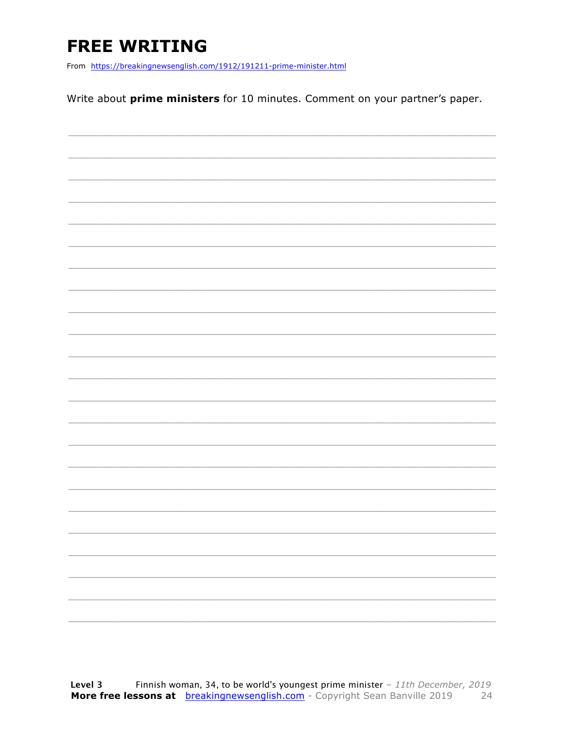# FREE WRITING

From https://breakingnewsenglish.com/1912/191211-prime-minister.html

Write about **prime ministers** for 10 minutes. Comment on your partner's paper.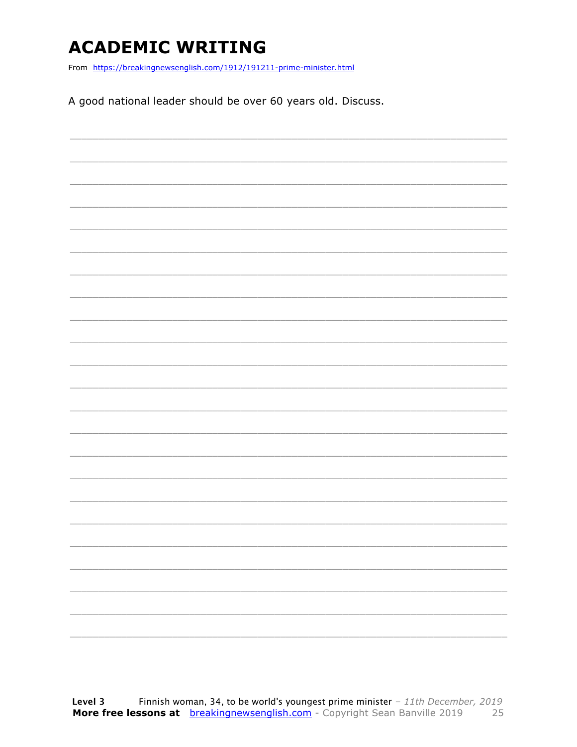# ACADEMIC WRITING

From https://breakingnewsenglish.com/1912/191211-prime-minister.html

A good national leader should be over 60 years old. Discuss.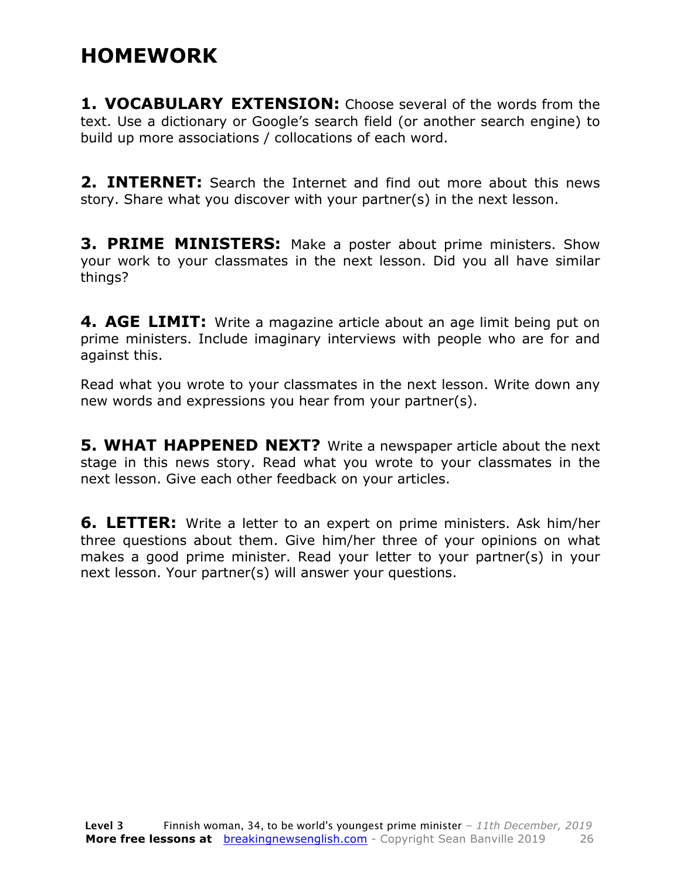# HOMEWORK

**1. VOCABULARY EXTENSION:** Choose several of the words from the text. Use a dictionary or Google's search field (or another search engine) to build up more associations / collocations of each word.

**2. INTERNET:** Search the Internet and find out more about this news story. Share what you discover with your partner(s) in the next lesson.

**3. PRIME MINISTERS:** Make a poster about prime ministers. Show your work to your classmates in the next lesson. Did you all have similar things?

**4. AGE LIMIT:** Write a magazine article about an age limit being put on prime ministers. Include imaginary interviews with people who are for and against this.

Read what you wrote to your classmates in the next lesson. Write down any new words and expressions you hear from your partner(s).

**5. WHAT HAPPENED NEXT?** Write a newspaper article about the next stage in this news story. Read what you wrote to your classmates in the next lesson. Give each other feedback on your articles.

**6. LETTER:** Write a letter to an expert on prime ministers. Ask him/her three questions about them. Give him/her three of your opinions on what makes a good prime minister. Read your letter to your partner(s) in your next lesson. Your partner(s) will answer your questions.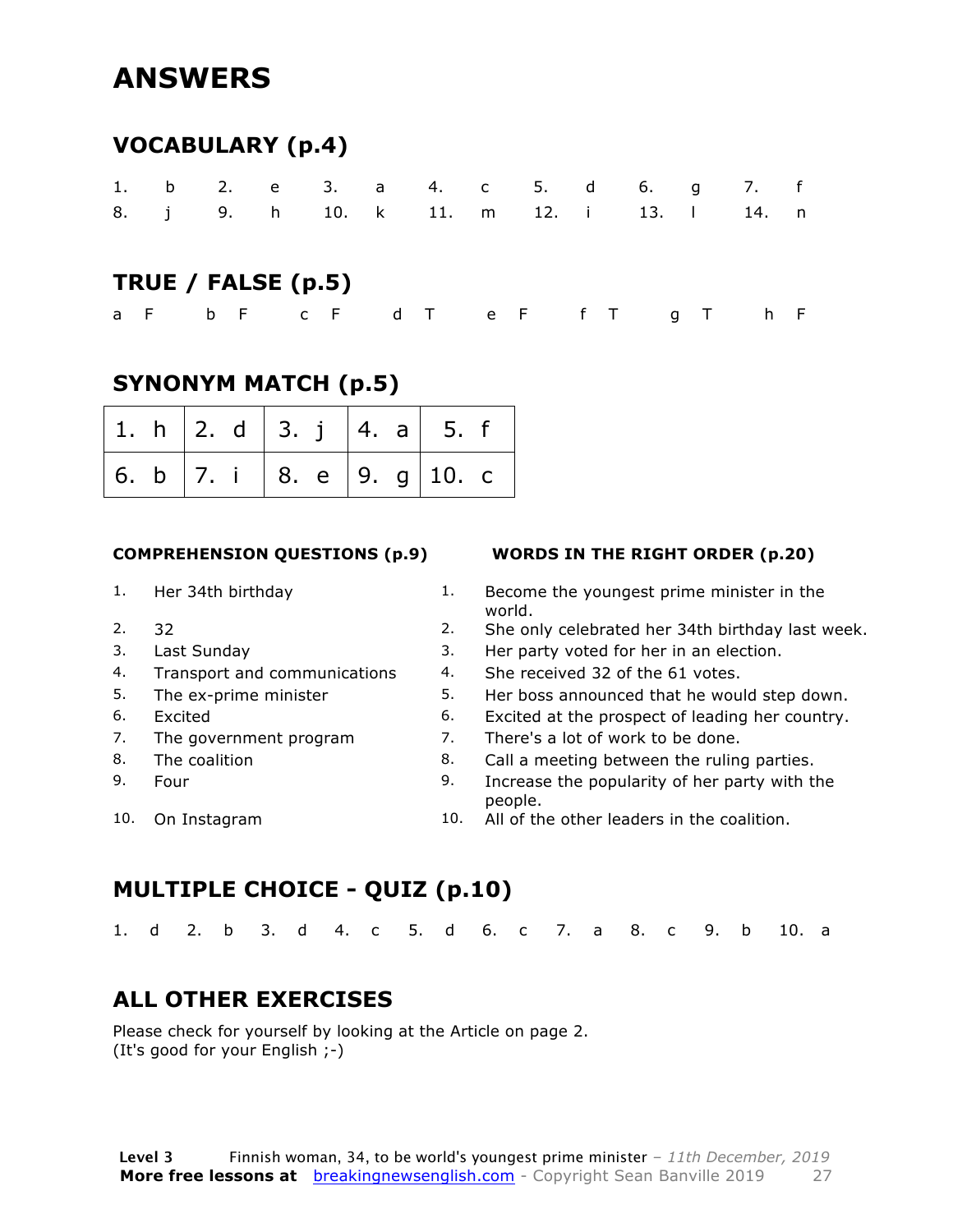# ANSWERS

## VOCABULARY (p.4)

| | | | | | | | | | | | | | |
|---|---|---|---|---|---|---|---|---|---|---|---|---|---|
| 1. | b | 2. | e | 3. | a | 4. | c | 5. | d | 6. | g | 7. | f |
| 8. | j | 9. | h | 10. | k | 11. | m | 12. | i | 13. | l | 14. | n |

## TRUE / FALSE (p.5)

a F  b F  c F  d T  e F  f T  g T  h F

## SYNONYM MATCH (p.5)

| | | | | |
|---|---|---|---|---|
| 1. h | 2. d | 3. j | 4. a | 5. f |
| 6. b | 7. i | 8. e | 9. g | 10. c |

**COMPREHENSION QUESTIONS (p.9)**

1. Her 34th birthday
2. 32
3. Last Sunday
4. Transport and communications
5. The ex-prime minister
6. Excited
7. The government program
8. The coalition
9. Four
10. On Instagram

**WORDS IN THE RIGHT ORDER (p.20)**

1. Become the youngest prime minister in the world.
2. She only celebrated her 34th birthday last week.
3. Her party voted for her in an election.
4. She received 32 of the 61 votes.
5. Her boss announced that he would step down.
6. Excited at the prospect of leading her country.
7. There's a lot of work to be done.
8. Call a meeting between the ruling parties.
9. Increase the popularity of her party with the people.
10. All of the other leaders in the coalition.

## MULTIPLE CHOICE - QUIZ (p.10)

1. d  2. b  3. d  4. c  5. d  6. c  7. a  8. c  9. b  10. a

## ALL OTHER EXERCISES

Please check for yourself by looking at the Article on page 2.
(It's good for your English ;-)